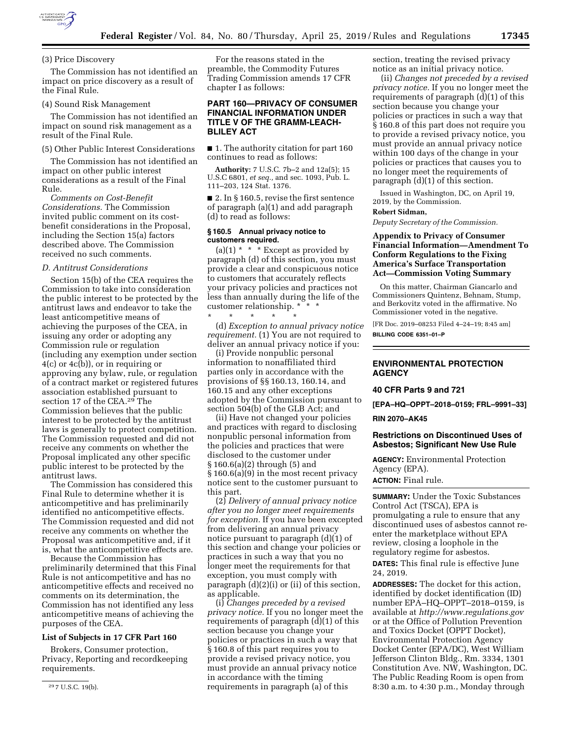(3) Price Discovery

The Commission has not identified an impact on price discovery as a result of the Final Rule.

(4) Sound Risk Management

The Commission has not identified an impact on sound risk management as a result of the Final Rule.

(5) Other Public Interest Considerations

The Commission has not identified an impact on other public interest considerations as a result of the Final Rule.

*Comments on Cost-Benefit Considerations.* The Commission invited public comment on its cost-benefit considerations in the Proposal, including the Section 15(a) factors described above. The Commission received no such comments.

*D. Antitrust Considerations*

Section 15(b) of the CEA requires the Commission to take into consideration the public interest to be protected by the antitrust laws and endeavor to take the least anticompetitive means of achieving the purposes of the CEA, in issuing any order or adopting any Commission rule or regulation (including any exemption under section 4(c) or 4c(b)), or in requiring or approving any bylaw, rule, or regulation of a contract market or registered futures association established pursuant to section 17 of the CEA.[29] The Commission believes that the public interest to be protected by the antitrust laws is generally to protect competition. The Commission requested and did not receive any comments on whether the Proposal implicated any other specific public interest to be protected by the antitrust laws.

The Commission has considered this Final Rule to determine whether it is anticompetitive and has preliminarily identified no anticompetitive effects. The Commission requested and did not receive any comments on whether the Proposal was anticompetitive and, if it is, what the anticompetitive effects are.

Because the Commission has preliminarily determined that this Final Rule is not anticompetitive and has no anticompetitive effects and received no comments on its determination, the Commission has not identified any less anticompetitive means of achieving the purposes of the CEA.

**List of Subjects in 17 CFR Part 160**

Brokers, Consumer protection, Privacy, Reporting and recordkeeping requirements.

For the reasons stated in the preamble, the Commodity Futures Trading Commission amends 17 CFR chapter I as follows:

**PART 160—PRIVACY OF CONSUMER FINANCIAL INFORMATION UNDER TITLE V OF THE GRAMM-LEACH-BLILEY ACT**

■ 1. The authority citation for part 160 continues to read as follows:

**Authority:** 7 U.S.C. 7b–2 and 12a(5); 15 U.S.C 6801, *et seq.,* and sec. 1093, Pub. L. 111–203, 124 Stat. 1376.

■ 2. In § 160.5, revise the first sentence of paragraph (a)(1) and add paragraph (d) to read as follows:

**§ 160.5 Annual privacy notice to customers required.**

(a)(1) * * * Except as provided by paragraph (d) of this section, you must provide a clear and conspicuous notice to customers that accurately reflects your privacy policies and practices not less than annually during the life of the customer relationship. * * *

\* \* \* \* \*

(d) *Exception to annual privacy notice requirement.* (1) You are not required to deliver an annual privacy notice if you:

(i) Provide nonpublic personal information to nonaffiliated third parties only in accordance with the provisions of §§ 160.13, 160.14, and 160.15 and any other exceptions adopted by the Commission pursuant to section 504(b) of the GLB Act; and

(ii) Have not changed your policies and practices with regard to disclosing nonpublic personal information from the policies and practices that were disclosed to the customer under § 160.6(a)(2) through (5) and § 160.6(a)(9) in the most recent privacy notice sent to the customer pursuant to this part.

(2) *Delivery of annual privacy notice after you no longer meet requirements for exception.* If you have been excepted from delivering an annual privacy notice pursuant to paragraph (d)(1) of this section and change your policies or practices in such a way that you no longer meet the requirements for that exception, you must comply with paragraph (d)(2)(i) or (ii) of this section, as applicable.

(i) *Changes preceded by a revised privacy notice.* If you no longer meet the requirements of paragraph (d)(1) of this section because you change your policies or practices in such a way that § 160.8 of this part requires you to provide a revised privacy notice, you must provide an annual privacy notice in accordance with the timing requirements in paragraph (a) of this section, treating the revised privacy notice as an initial privacy notice.

(ii) *Changes not preceded by a revised privacy notice.* If you no longer meet the requirements of paragraph (d)(1) of this section because you change your policies or practices in such a way that § 160.8 of this part does not require you to provide a revised privacy notice, you must provide an annual privacy notice within 100 days of the change in your policies or practices that causes you to no longer meet the requirements of paragraph (d)(1) of this section.

Issued in Washington, DC, on April 19, 2019, by the Commission.

**Robert Sidman,**

*Deputy Secretary of the Commission.*

**Appendix to Privacy of Consumer Financial Information—Amendment To Conform Regulations to the Fixing America's Surface Transportation Act—Commission Voting Summary**

On this matter, Chairman Giancarlo and Commissioners Quintenz, Behnam, Stump, and Berkovitz voted in the affirmative. No Commissioner voted in the negative.

[FR Doc. 2019–08253 Filed 4–24–19; 8:45 am]

**BILLING CODE 6351–01–P**

## ENVIRONMENTAL PROTECTION AGENCY

**40 CFR Parts 9 and 721**

**[EPA–HQ–OPPT–2018–0159; FRL–9991–33]**

**RIN 2070–AK45**

### Restrictions on Discontinued Uses of Asbestos; Significant New Use Rule

**AGENCY:** Environmental Protection Agency (EPA).

**ACTION:** Final rule.

**SUMMARY:** Under the Toxic Substances Control Act (TSCA), EPA is promulgating a rule to ensure that any discontinued uses of asbestos cannot re-enter the marketplace without EPA review, closing a loophole in the regulatory regime for asbestos.

**DATES:** This final rule is effective June 24, 2019.

**ADDRESSES:** The docket for this action, identified by docket identification (ID) number EPA–HQ–OPPT–2018–0159, is available at *http://www.regulations.gov* or at the Office of Pollution Prevention and Toxics Docket (OPPT Docket), Environmental Protection Agency Docket Center (EPA/DC), West William Jefferson Clinton Bldg., Rm. 3334, 1301 Constitution Ave. NW, Washington, DC. The Public Reading Room is open from 8:30 a.m. to 4:30 p.m., Monday through

[29] 7 U.S.C. 19(b).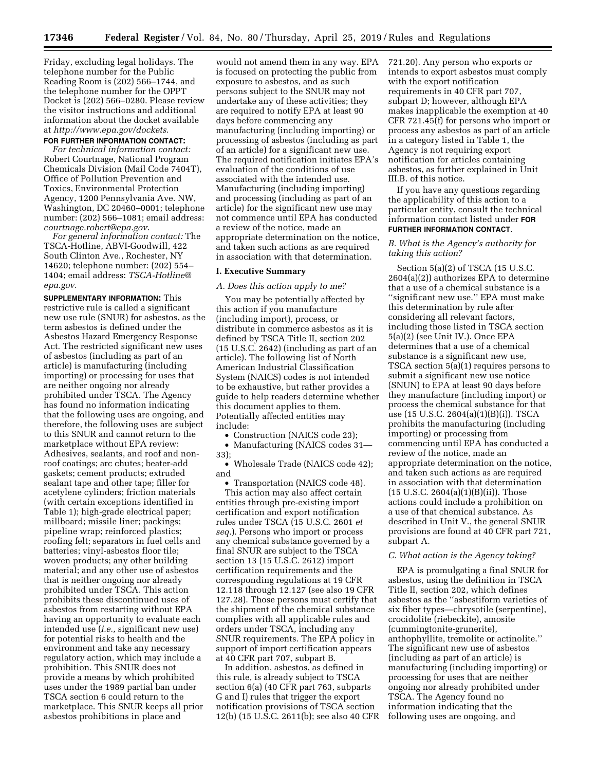Friday, excluding legal holidays. The telephone number for the Public Reading Room is (202) 566–1744, and the telephone number for the OPPT Docket is (202) 566–0280. Please review the visitor instructions and additional information about the docket available at *http://www.epa.gov/dockets*.

**FOR FURTHER INFORMATION CONTACT:**

*For technical information contact:* Robert Courtnage, National Program Chemicals Division (Mail Code 7404T), Office of Pollution Prevention and Toxics, Environmental Protection Agency, 1200 Pennsylvania Ave. NW, Washington, DC 20460–0001; telephone number: (202) 566–1081; email address: *courtnage.robert@epa.gov*.

*For general information contact:* The TSCA-Hotline, ABVI-Goodwill, 422 South Clinton Ave., Rochester, NY 14620; telephone number: (202) 554–1404; email address: *TSCA-Hotline@epa.gov*.

**SUPPLEMENTARY INFORMATION:** This restrictive rule is called a significant new use rule (SNUR) for asbestos, as the term asbestos is defined under the Asbestos Hazard Emergency Response Act. The restricted significant new uses of asbestos (including as part of an article) is manufacturing (including importing) or processing for uses that are neither ongoing nor already prohibited under TSCA. The Agency has found no information indicating that the following uses are ongoing, and therefore, the following uses are subject to this SNUR and cannot return to the marketplace without EPA review: Adhesives, sealants, and roof and non-roof coatings; arc chutes; beater-add gaskets; cement products; extruded sealant tape and other tape; filler for acetylene cylinders; friction materials (with certain exceptions identified in Table 1); high-grade electrical paper; millboard; missile liner; packings; pipeline wrap; reinforced plastics; roofing felt; separators in fuel cells and batteries; vinyl-asbestos floor tile; woven products; any other building material; and any other use of asbestos that is neither ongoing nor already prohibited under TSCA. This action prohibits these discontinued uses of asbestos from restarting without EPA having an opportunity to evaluate each intended use (*i.e.,* significant new use) for potential risks to health and the environment and take any necessary regulatory action, which may include a prohibition. This SNUR does not provide a means by which prohibited uses under the 1989 partial ban under TSCA section 6 could return to the marketplace. This SNUR keeps all prior asbestos prohibitions in place and would not amend them in any way. EPA is focused on protecting the public from exposure to asbestos, and as such persons subject to the SNUR may not undertake any of these activities; they are required to notify EPA at least 90 days before commencing any manufacturing (including importing) or processing of asbestos (including as part of an article) for a significant new use. The required notification initiates EPA's evaluation of the conditions of use associated with the intended use. Manufacturing (including importing) and processing (including as part of an article) for the significant new use may not commence until EPA has conducted a review of the notice, made an appropriate determination on the notice, and taken such actions as are required in association with that determination.

## I. Executive Summary

### *A. Does this action apply to me?*

You may be potentially affected by this action if you manufacture (including import), process, or distribute in commerce asbestos as it is defined by TSCA Title II, section 202 (15 U.S.C. 2642) (including as part of an article). The following list of North American Industrial Classification System (NAICS) codes is not intended to be exhaustive, but rather provides a guide to help readers determine whether this document applies to them. Potentially affected entities may include:

- Construction (NAICS code 23);
- Manufacturing (NAICS codes 31—33);
- Wholesale Trade (NAICS code 42); and
- Transportation (NAICS code 48).

This action may also affect certain entities through pre-existing import certification and export notification rules under TSCA (15 U.S.C. 2601 *et seq.*). Persons who import or process any chemical substance governed by a final SNUR are subject to the TSCA section 13 (15 U.S.C. 2612) import certification requirements and the corresponding regulations at 19 CFR 12.118 through 12.127 (see also 19 CFR 127.28). Those persons must certify that the shipment of the chemical substance complies with all applicable rules and orders under TSCA, including any SNUR requirements. The EPA policy in support of import certification appears at 40 CFR part 707, subpart B.

In addition, asbestos, as defined in this rule, is already subject to TSCA section 6(a) (40 CFR part 763, subparts G and I) rules that trigger the export notification provisions of TSCA section 12(b) (15 U.S.C. 2611(b); see also 40 CFR 721.20). Any person who exports or intends to export asbestos must comply with the export notification requirements in 40 CFR part 707, subpart D; however, although EPA makes inapplicable the exemption at 40 CFR 721.45(f) for persons who import or process any asbestos as part of an article in a category listed in Table 1, the Agency is not requiring export notification for articles containing asbestos, as further explained in Unit III.B. of this notice.

If you have any questions regarding the applicability of this action to a particular entity, consult the technical information contact listed under **FOR FURTHER INFORMATION CONTACT**.

### *B. What is the Agency's authority for taking this action?*

Section 5(a)(2) of TSCA (15 U.S.C. 2604(a)(2)) authorizes EPA to determine that a use of a chemical substance is a ''significant new use.'' EPA must make this determination by rule after considering all relevant factors, including those listed in TSCA section 5(a)(2) (see Unit IV.). Once EPA determines that a use of a chemical substance is a significant new use, TSCA section 5(a)(1) requires persons to submit a significant new use notice (SNUN) to EPA at least 90 days before they manufacture (including import) or process the chemical substance for that use (15 U.S.C. 2604(a)(1)(B)(i)). TSCA prohibits the manufacturing (including importing) or processing from commencing until EPA has conducted a review of the notice, made an appropriate determination on the notice, and taken such actions as are required in association with that determination (15 U.S.C. 2604(a)(1)(B)(ii)). Those actions could include a prohibition on a use of that chemical substance. As described in Unit V., the general SNUR provisions are found at 40 CFR part 721, subpart A.

### *C. What action is the Agency taking?*

EPA is promulgating a final SNUR for asbestos, using the definition in TSCA Title II, section 202, which defines asbestos as the ''asbestiform varieties of six fiber types—chrysotile (serpentine), crocidolite (riebeckite), amosite (cummingtonite-grunerite), anthophyllite, tremolite or actinolite.'' The significant new use of asbestos (including as part of an article) is manufacturing (including importing) or processing for uses that are neither ongoing nor already prohibited under TSCA. The Agency found no information indicating that the following uses are ongoing, and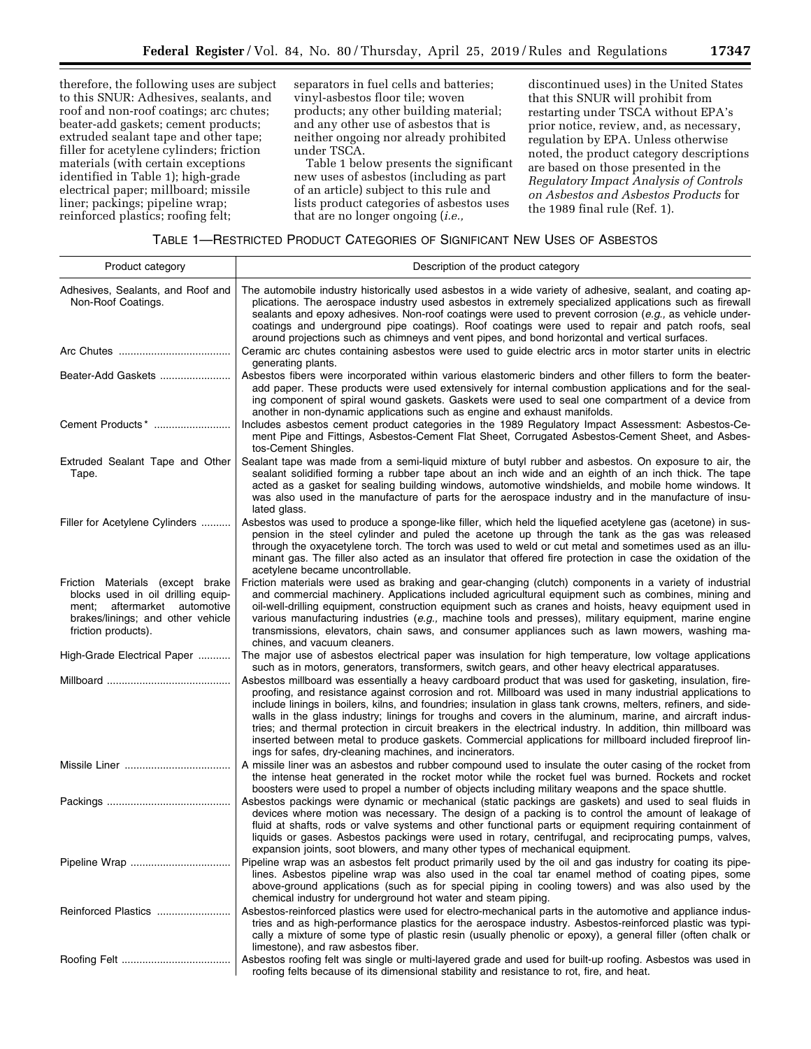therefore, the following uses are subject to this SNUR: Adhesives, sealants, and roof and non-roof coatings; arc chutes; beater-add gaskets; cement products; extruded sealant tape and other tape; filler for acetylene cylinders; friction materials (with certain exceptions identified in Table 1); high-grade electrical paper; millboard; missile liner; packings; pipeline wrap; reinforced plastics; roofing felt; separators in fuel cells and batteries; vinyl-asbestos floor tile; woven products; any other building material; and any other use of asbestos that is neither ongoing nor already prohibited under TSCA.

Table 1 below presents the significant new uses of asbestos (including as part of an article) subject to this rule and lists product categories of asbestos uses that are no longer ongoing (*i.e.,* discontinued uses) in the United States that this SNUR will prohibit from restarting under TSCA without EPA's prior notice, review, and, as necessary, regulation by EPA. Unless otherwise noted, the product category descriptions are based on those presented in the *Regulatory Impact Analysis of Controls on Asbestos and Asbestos Products* for the 1989 final rule (Ref. 1).

TABLE 1—RESTRICTED PRODUCT CATEGORIES OF SIGNIFICANT NEW USES OF ASBESTOS

| Product category | Description of the product category |
|---|---|
| Adhesives, Sealants, and Roof and Non-Roof Coatings. | The automobile industry historically used asbestos in a wide variety of adhesive, sealant, and coating applications. The aerospace industry used asbestos in extremely specialized applications such as firewall sealants and epoxy adhesives. Non-roof coatings were used to prevent corrosion (*e.g.,* as vehicle undercoatings and underground pipe coatings). Roof coatings were used to repair and patch roofs, seal around projections such as chimneys and vent pipes, and bond horizontal and vertical surfaces. |
| Arc Chutes | Ceramic arc chutes containing asbestos were used to guide electric arcs in motor starter units in electric generating plants. |
| Beater-Add Gaskets | Asbestos fibers were incorporated within various elastomeric binders and other fillers to form the beater-add paper. These products were used extensively for internal combustion applications and for the sealing component of spiral wound gaskets. Gaskets were used to seal one compartment of a device from another in non-dynamic applications such as engine and exhaust manifolds. |
| Cement Products* | Includes asbestos cement product categories in the 1989 Regulatory Impact Assessment: Asbestos-Cement Pipe and Fittings, Asbestos-Cement Flat Sheet, Corrugated Asbestos-Cement Sheet, and Asbestos-Cement Shingles. |
| Extruded Sealant Tape and Other Tape. | Sealant tape was made from a semi-liquid mixture of butyl rubber and asbestos. On exposure to air, the sealant solidified forming a rubber tape about an inch wide and an eighth of an inch thick. The tape acted as a gasket for sealing building windows, automotive windshields, and mobile home windows. It was also used in the manufacture of parts for the aerospace industry and in the manufacture of insulated glass. |
| Filler for Acetylene Cylinders | Asbestos was used to produce a sponge-like filler, which held the liquefied acetylene gas (acetone) in suspension in the steel cylinder and puled the acetone up through the tank as the gas was released through the oxyacetylene torch. The torch was used to weld or cut metal and sometimes used as an illuminant gas. The filler also acted as an insulator that offered fire protection in case the oxidation of the acetylene became uncontrollable. |
| Friction Materials (except brake blocks used in oil drilling equipment; aftermarket automotive brakes/linings; and other vehicle friction products). | Friction materials were used as braking and gear-changing (clutch) components in a variety of industrial and commercial machinery. Applications included agricultural equipment such as combines, mining and oil-well-drilling equipment, construction equipment such as cranes and hoists, heavy equipment used in various manufacturing industries (*e.g.,* machine tools and presses), military equipment, marine engine transmissions, elevators, chain saws, and consumer appliances such as lawn mowers, washing machines, and vacuum cleaners. |
| High-Grade Electrical Paper | The major use of asbestos electrical paper was insulation for high temperature, low voltage applications such as in motors, generators, transformers, switch gears, and other heavy electrical apparatuses. |
| Millboard | Asbestos millboard was essentially a heavy cardboard product that was used for gasketing, insulation, fireproofing, and resistance against corrosion and rot. Millboard was used in many industrial applications to include linings in boilers, kilns, and foundries; insulation in glass tank crowns, melters, refiners, and sidewalls in the glass industry; linings for troughs and covers in the aluminum, marine, and aircraft industries; and thermal protection in circuit breakers in the electrical industry. In addition, thin millboard was inserted between metal to produce gaskets. Commercial applications for millboard included fireproof linings for safes, dry-cleaning machines, and incinerators. |
| Missile Liner | A missile liner was an asbestos and rubber compound used to insulate the outer casing of the rocket from the intense heat generated in the rocket motor while the rocket fuel was burned. Rockets and rocket boosters were used to propel a number of objects including military weapons and the space shuttle. |
| Packings | Asbestos packings were dynamic or mechanical (static packings are gaskets) and used to seal fluids in devices where motion was necessary. The design of a packing is to control the amount of leakage of fluid at shafts, rods or valve systems and other functional parts or equipment requiring containment of liquids or gases. Asbestos packings were used in rotary, centrifugal, and reciprocating pumps, valves, expansion joints, soot blowers, and many other types of mechanical equipment. |
| Pipeline Wrap | Pipeline wrap was an asbestos felt product primarily used by the oil and gas industry for coating its pipelines. Asbestos pipeline wrap was also used in the coal tar enamel method of coating pipes, some above-ground applications (such as for special piping in cooling towers) and was also used by the chemical industry for underground hot water and steam piping. |
| Reinforced Plastics | Asbestos-reinforced plastics were used for electro-mechanical parts in the automotive and appliance industries and as high-performance plastics for the aerospace industry. Asbestos-reinforced plastic was typically a mixture of some type of plastic resin (usually phenolic or epoxy), a general filler (often chalk or limestone), and raw asbestos fiber. |
| Roofing Felt | Asbestos roofing felt was single or multi-layered grade and used for built-up roofing. Asbestos was used in roofing felts because of its dimensional stability and resistance to rot, fire, and heat. |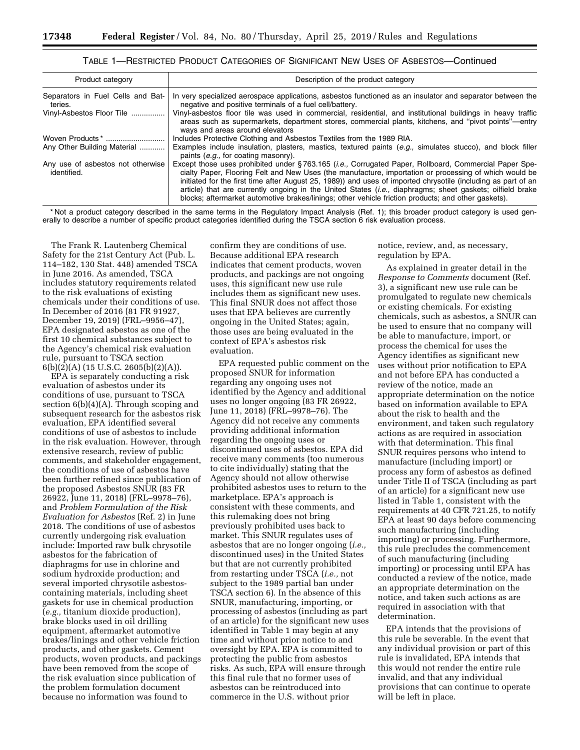TABLE 1—RESTRICTED PRODUCT CATEGORIES OF SIGNIFICANT NEW USES OF ASBESTOS—Continued

| Product category | Description of the product category |
| --- | --- |
| Separators in Fuel Cells and Batteries. | In very specialized aerospace applications, asbestos functioned as an insulator and separator between the negative and positive terminals of a fuel cell/battery. |
| Vinyl-Asbestos Floor Tile | Vinyl-asbestos floor tile was used in commercial, residential, and institutional buildings in heavy traffic areas such as supermarkets, department stores, commercial plants, kitchens, and "pivot points"—entry ways and areas around elevators |
| Woven Products * | Includes Protective Clothing and Asbestos Textiles from the 1989 RIA. |
| Any Other Building Material | Examples include insulation, plasters, mastics, textured paints (*e.g.,* simulates stucco), and block filler paints (*e.g.,* for coating masonry). |
| Any use of asbestos not otherwise identified. | Except those uses prohibited under § 763.165 (*i.e.,* Corrugated Paper, Rollboard, Commercial Paper Specialty Paper, Flooring Felt and New Uses (the manufacture, importation or processing of which would be initiated for the first time after August 25, 1989)) and uses of imported chrysotile (including as part of an article) that are currently ongoing in the United States (*i.e.,* diaphragms; sheet gaskets; oilfield brake blocks; aftermarket automotive brakes/linings; other vehicle friction products; and other gaskets). |

* Not a product category described in the same terms in the Regulatory Impact Analysis (Ref. 1); this broader product category is used generally to describe a number of specific product categories identified during the TSCA section 6 risk evaluation process.

The Frank R. Lautenberg Chemical Safety for the 21st Century Act (Pub. L. 114–182, 130 Stat. 448) amended TSCA in June 2016. As amended, TSCA includes statutory requirements related to the risk evaluations of existing chemicals under their conditions of use. In December of 2016 (81 FR 91927, December 19, 2019) (FRL–9956–47), EPA designated asbestos as one of the first 10 chemical substances subject to the Agency's chemical risk evaluation rule, pursuant to TSCA section 6(b)(2)(A) (15 U.S.C. 2605(b)(2)(A)).

EPA is separately conducting a risk evaluation of asbestos under its conditions of use, pursuant to TSCA section 6(b)(4)(A). Through scoping and subsequent research for the asbestos risk evaluation, EPA identified several conditions of use of asbestos to include in the risk evaluation. However, through extensive research, review of public comments, and stakeholder engagement, the conditions of use of asbestos have been further refined since publication of the proposed Asbestos SNUR (83 FR 26922, June 11, 2018) (FRL–9978–76), and *Problem Formulation of the Risk Evaluation for Asbestos* (Ref. 2) in June 2018. The conditions of use of asbestos currently undergoing risk evaluation include: Imported raw bulk chrysotile asbestos for the fabrication of diaphragms for use in chlorine and sodium hydroxide production; and several imported chrysotile asbestos-containing materials, including sheet gaskets for use in chemical production (*e.g.,* titanium dioxide production), brake blocks used in oil drilling equipment, aftermarket automotive brakes/linings and other vehicle friction products, and other gaskets. Cement products, woven products, and packings have been removed from the scope of the risk evaluation since publication of the problem formulation document because no information was found to confirm they are conditions of use. Because additional EPA research indicates that cement products, woven products, and packings are not ongoing uses, this significant new use rule includes them as significant new uses. This final SNUR does not affect those uses that EPA believes are currently ongoing in the United States; again, those uses are being evaluated in the context of EPA's asbestos risk evaluation.

EPA requested public comment on the proposed SNUR for information regarding any ongoing uses not identified by the Agency and additional uses no longer ongoing (83 FR 26922, June 11, 2018) (FRL–9978–76). The Agency did not receive any comments providing additional information regarding the ongoing uses or discontinued uses of asbestos. EPA did receive many comments (too numerous to cite individually) stating that the Agency should not allow otherwise prohibited asbestos uses to return to the marketplace. EPA's approach is consistent with these comments, and this rulemaking does not bring previously prohibited uses back to market. This SNUR regulates uses of asbestos that are no longer ongoing (*i.e.,* discontinued uses) in the United States but that are not currently prohibited from restarting under TSCA (*i.e.,* not subject to the 1989 partial ban under TSCA section 6). In the absence of this SNUR, manufacturing, importing, or processing of asbestos (including as part of an article) for the significant new uses identified in Table 1 may begin at any time and without prior notice to and oversight by EPA. EPA is committed to protecting the public from asbestos risks. As such, EPA will ensure through this final rule that no former uses of asbestos can be reintroduced into commerce in the U.S. without prior notice, review, and, as necessary, regulation by EPA.

As explained in greater detail in the *Response to Comments* document (Ref. 3), a significant new use rule can be promulgated to regulate new chemicals or existing chemicals. For existing chemicals, such as asbestos, a SNUR can be used to ensure that no company will be able to manufacture, import, or process the chemical for uses the Agency identifies as significant new uses without prior notification to EPA and not before EPA has conducted a review of the notice, made an appropriate determination on the notice based on information available to EPA about the risk to health and the environment, and taken such regulatory actions as are required in association with that determination. This final SNUR requires persons who intend to manufacture (including import) or process any form of asbestos as defined under Title II of TSCA (including as part of an article) for a significant new use listed in Table 1, consistent with the requirements at 40 CFR 721.25, to notify EPA at least 90 days before commencing such manufacturing (including importing) or processing. Furthermore, this rule precludes the commencement of such manufacturing (including importing) or processing until EPA has conducted a review of the notice, made an appropriate determination on the notice, and taken such actions as are required in association with that determination.

EPA intends that the provisions of this rule be severable. In the event that any individual provision or part of this rule is invalidated, EPA intends that this would not render the entire rule invalid, and that any individual provisions that can continue to operate will be left in place.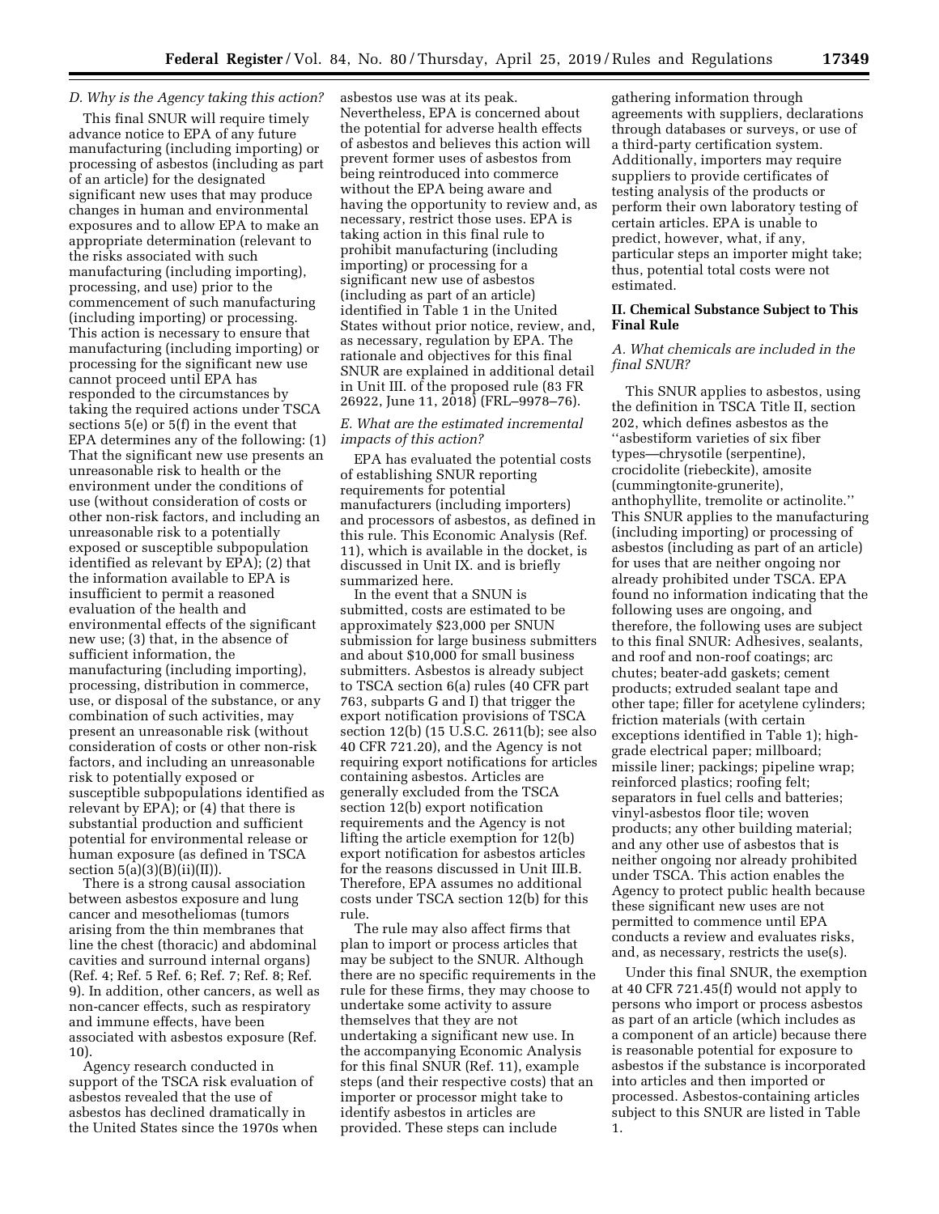### D. Why is the Agency taking this action?

This final SNUR will require timely advance notice to EPA of any future manufacturing (including importing) or processing of asbestos (including as part of an article) for the designated significant new uses that may produce changes in human and environmental exposures and to allow EPA to make an appropriate determination (relevant to the risks associated with such manufacturing (including importing), processing, and use) prior to the commencement of such manufacturing (including importing) or processing. This action is necessary to ensure that manufacturing (including importing) or processing for the significant new use cannot proceed until EPA has responded to the circumstances by taking the required actions under TSCA sections 5(e) or 5(f) in the event that EPA determines any of the following: (1) That the significant new use presents an unreasonable risk to health or the environment under the conditions of use (without consideration of costs or other non-risk factors, and including an unreasonable risk to a potentially exposed or susceptible subpopulation identified as relevant by EPA); (2) that the information available to EPA is insufficient to permit a reasoned evaluation of the health and environmental effects of the significant new use; (3) that, in the absence of sufficient information, the manufacturing (including importing), processing, distribution in commerce, use, or disposal of the substance, or any combination of such activities, may present an unreasonable risk (without consideration of costs or other non-risk factors, and including an unreasonable risk to potentially exposed or susceptible subpopulations identified as relevant by EPA); or (4) that there is substantial production and sufficient potential for environmental release or human exposure (as defined in TSCA section 5(a)(3)(B)(ii)(II)).

There is a strong causal association between asbestos exposure and lung cancer and mesotheliomas (tumors arising from the thin membranes that line the chest (thoracic) and abdominal cavities and surround internal organs) (Ref. 4; Ref. 5 Ref. 6; Ref. 7; Ref. 8; Ref. 9). In addition, other cancers, as well as non-cancer effects, such as respiratory and immune effects, have been associated with asbestos exposure (Ref. 10).

Agency research conducted in support of the TSCA risk evaluation of asbestos revealed that the use of asbestos has declined dramatically in the United States since the 1970s when asbestos use was at its peak. Nevertheless, EPA is concerned about the potential for adverse health effects of asbestos and believes this action will prevent former uses of asbestos from being reintroduced into commerce without the EPA being aware and having the opportunity to review and, as necessary, restrict those uses. EPA is taking action in this final rule to prohibit manufacturing (including importing) or processing for a significant new use of asbestos (including as part of an article) identified in Table 1 in the United States without prior notice, review, and, as necessary, regulation by EPA. The rationale and objectives for this final SNUR are explained in additional detail in Unit III. of the proposed rule (83 FR 26922, June 11, 2018) (FRL–9978–76).

### E. What are the estimated incremental impacts of this action?

EPA has evaluated the potential costs of establishing SNUR reporting requirements for potential manufacturers (including importers) and processors of asbestos, as defined in this rule. This Economic Analysis (Ref. 11), which is available in the docket, is discussed in Unit IX. and is briefly summarized here.

In the event that a SNUN is submitted, costs are estimated to be approximately $23,000 per SNUN submission for large business submitters and about $10,000 for small business submitters. Asbestos is already subject to TSCA section 6(a) rules (40 CFR part 763, subparts G and I) that trigger the export notification provisions of TSCA section 12(b) (15 U.S.C. 2611(b); see also 40 CFR 721.20), and the Agency is not requiring export notifications for articles containing asbestos. Articles are generally excluded from the TSCA section 12(b) export notification requirements and the Agency is not lifting the article exemption for 12(b) export notification for asbestos articles for the reasons discussed in Unit III.B. Therefore, EPA assumes no additional costs under TSCA section 12(b) for this rule.

The rule may also affect firms that plan to import or process articles that may be subject to the SNUR. Although there are no specific requirements in the rule for these firms, they may choose to undertake some activity to assure themselves that they are not undertaking a significant new use. In the accompanying Economic Analysis for this final SNUR (Ref. 11), example steps (and their respective costs) that an importer or processor might take to identify asbestos in articles are provided. These steps can include gathering information through agreements with suppliers, declarations through databases or surveys, or use of a third-party certification system. Additionally, importers may require suppliers to provide certificates of testing analysis of the products or perform their own laboratory testing of certain articles. EPA is unable to predict, however, what, if any, particular steps an importer might take; thus, potential total costs were not estimated.

## II. Chemical Substance Subject to This Final Rule

### A. What chemicals are included in the final SNUR?

This SNUR applies to asbestos, using the definition in TSCA Title II, section 202, which defines asbestos as the ''asbestiform varieties of six fiber types—chrysotile (serpentine), crocidolite (riebeckite), amosite (cummingtonite-grunerite), anthophyllite, tremolite or actinolite.'' This SNUR applies to the manufacturing (including importing) or processing of asbestos (including as part of an article) for uses that are neither ongoing nor already prohibited under TSCA. EPA found no information indicating that the following uses are ongoing, and therefore, the following uses are subject to this final SNUR: Adhesives, sealants, and roof and non-roof coatings; arc chutes; beater-add gaskets; cement products; extruded sealant tape and other tape; filler for acetylene cylinders; friction materials (with certain exceptions identified in Table 1); high-grade electrical paper; millboard; missile liner; packings; pipeline wrap; reinforced plastics; roofing felt; separators in fuel cells and batteries; vinyl-asbestos floor tile; woven products; any other building material; and any other use of asbestos that is neither ongoing nor already prohibited under TSCA. This action enables the Agency to protect public health because these significant new uses are not permitted to commence until EPA conducts a review and evaluates risks, and, as necessary, restricts the use(s).

Under this final SNUR, the exemption at 40 CFR 721.45(f) would not apply to persons who import or process asbestos as part of an article (which includes as a component of an article) because there is reasonable potential for exposure to asbestos if the substance is incorporated into articles and then imported or processed. Asbestos-containing articles subject to this SNUR are listed in Table 1.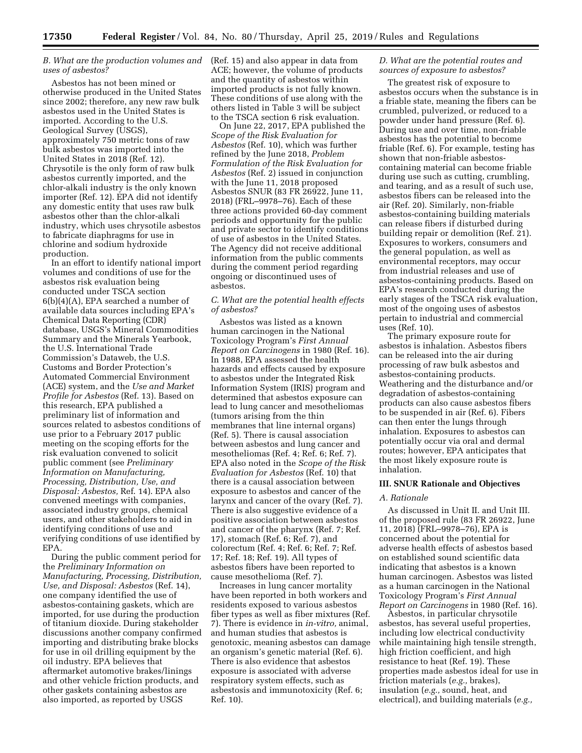### *B. What are the production volumes and uses of asbestos?*

Asbestos has not been mined or otherwise produced in the United States since 2002; therefore, any new raw bulk asbestos used in the United States is imported. According to the U.S. Geological Survey (USGS), approximately 750 metric tons of raw bulk asbestos was imported into the United States in 2018 (Ref. 12). Chrysotile is the only form of raw bulk asbestos currently imported, and the chlor-alkali industry is the only known importer (Ref. 12). EPA did not identify any domestic entity that uses raw bulk asbestos other than the chlor-alkali industry, which uses chrysotile asbestos to fabricate diaphragms for use in chlorine and sodium hydroxide production.

In an effort to identify national import volumes and conditions of use for the asbestos risk evaluation being conducted under TSCA section 6(b)(4)(A), EPA searched a number of available data sources including EPA's Chemical Data Reporting (CDR) database, USGS's Mineral Commodities Summary and the Minerals Yearbook, the U.S. International Trade Commission's Dataweb, the U.S. Customs and Border Protection's Automated Commercial Environment (ACE) system, and the *Use and Market Profile for Asbestos* (Ref. 13). Based on this research, EPA published a preliminary list of information and sources related to asbestos conditions of use prior to a February 2017 public meeting on the scoping efforts for the risk evaluation convened to solicit public comment (see *Preliminary Information on Manufacturing, Processing, Distribution, Use, and Disposal: Asbestos,* Ref. 14). EPA also convened meetings with companies, associated industry groups, chemical users, and other stakeholders to aid in identifying conditions of use and verifying conditions of use identified by EPA.

During the public comment period for the *Preliminary Information on Manufacturing, Processing, Distribution, Use, and Disposal: Asbestos* (Ref. 14), one company identified the use of asbestos-containing gaskets, which are imported, for use during the production of titanium dioxide. During stakeholder discussions another company confirmed importing and distributing brake blocks for use in oil drilling equipment by the oil industry. EPA believes that aftermarket automotive brakes/linings and other vehicle friction products, and other gaskets containing asbestos are also imported, as reported by USGS (Ref. 15) and also appear in data from ACE; however, the volume of products and the quantity of asbestos within imported products is not fully known. These conditions of use along with the others listed in Table 3 will be subject to the TSCA section 6 risk evaluation.

On June 22, 2017, EPA published the *Scope of the Risk Evaluation for Asbestos* (Ref. 10), which was further refined by the June 2018, *Problem Formulation of the Risk Evaluation for Asbestos* (Ref. 2) issued in conjunction with the June 11, 2018 proposed Asbestos SNUR (83 FR 26922, June 11, 2018) (FRL–9978–76). Each of these three actions provided 60-day comment periods and opportunity for the public and private sector to identify conditions of use of asbestos in the United States. The Agency did not receive additional information from the public comments during the comment period regarding ongoing or discontinued uses of asbestos.

### *C. What are the potential health effects of asbestos?*

Asbestos was listed as a known human carcinogen in the National Toxicology Program's *First Annual Report on Carcinogens* in 1980 (Ref. 16). In 1988, EPA assessed the health hazards and effects caused by exposure to asbestos under the Integrated Risk Information System (IRIS) program and determined that asbestos exposure can lead to lung cancer and mesotheliomas (tumors arising from the thin membranes that line internal organs) (Ref. 5). There is causal association between asbestos and lung cancer and mesotheliomas (Ref. 4; Ref. 6; Ref. 7). EPA also noted in the *Scope of the Risk Evaluation for Asbestos* (Ref. 10) that there is a causal association between exposure to asbestos and cancer of the larynx and cancer of the ovary (Ref. 7). There is also suggestive evidence of a positive association between asbestos and cancer of the pharynx (Ref. 7; Ref. 17), stomach (Ref. 6; Ref. 7), and colorectum (Ref. 4; Ref. 6; Ref. 7; Ref. 17; Ref. 18; Ref. 19). All types of asbestos fibers have been reported to cause mesothelioma (Ref. 7).

Increases in lung cancer mortality have been reported in both workers and residents exposed to various asbestos fiber types as well as fiber mixtures (Ref. 7). There is evidence in *in-vitro,* animal, and human studies that asbestos is genotoxic, meaning asbestos can damage an organism's genetic material (Ref. 6). There is also evidence that asbestos exposure is associated with adverse respiratory system effects, such as asbestosis and immunotoxicity (Ref. 6; Ref. 10).

### *D. What are the potential routes and sources of exposure to asbestos?*

The greatest risk of exposure to asbestos occurs when the substance is in a friable state, meaning the fibers can be crumbled, pulverized, or reduced to a powder under hand pressure (Ref. 6). During use and over time, non-friable asbestos has the potential to become friable (Ref. 6). For example, testing has shown that non-friable asbestos-containing material can become friable during use such as cutting, crumbling, and tearing, and as a result of such use, asbestos fibers can be released into the air (Ref. 20). Similarly, non-friable asbestos-containing building materials can release fibers if disturbed during building repair or demolition (Ref. 21). Exposures to workers, consumers and the general population, as well as environmental receptors, may occur from industrial releases and use of asbestos-containing products. Based on EPA's research conducted during the early stages of the TSCA risk evaluation, most of the ongoing uses of asbestos pertain to industrial and commercial uses (Ref. 10).

The primary exposure route for asbestos is inhalation. Asbestos fibers can be released into the air during processing of raw bulk asbestos and asbestos-containing products. Weathering and the disturbance and/or degradation of asbestos-containing products can also cause asbestos fibers to be suspended in air (Ref. 6). Fibers can then enter the lungs through inhalation. Exposures to asbestos can potentially occur via oral and dermal routes; however, EPA anticipates that the most likely exposure route is inhalation.

## III. SNUR Rationale and Objectives

### *A. Rationale*

As discussed in Unit II. and Unit III. of the proposed rule (83 FR 26922, June 11, 2018) (FRL–9978–76), EPA is concerned about the potential for adverse health effects of asbestos based on established sound scientific data indicating that asbestos is a known human carcinogen. Asbestos was listed as a human carcinogen in the National Toxicology Program's *First Annual Report on Carcinogens* in 1980 (Ref. 16).

Asbestos, in particular chrysotile asbestos, has several useful properties, including low electrical conductivity while maintaining high tensile strength, high friction coefficient, and high resistance to heat (Ref. 19). These properties made asbestos ideal for use in friction materials (*e.g.,* brakes), insulation (*e.g.,* sound, heat, and electrical), and building materials (*e.g.,*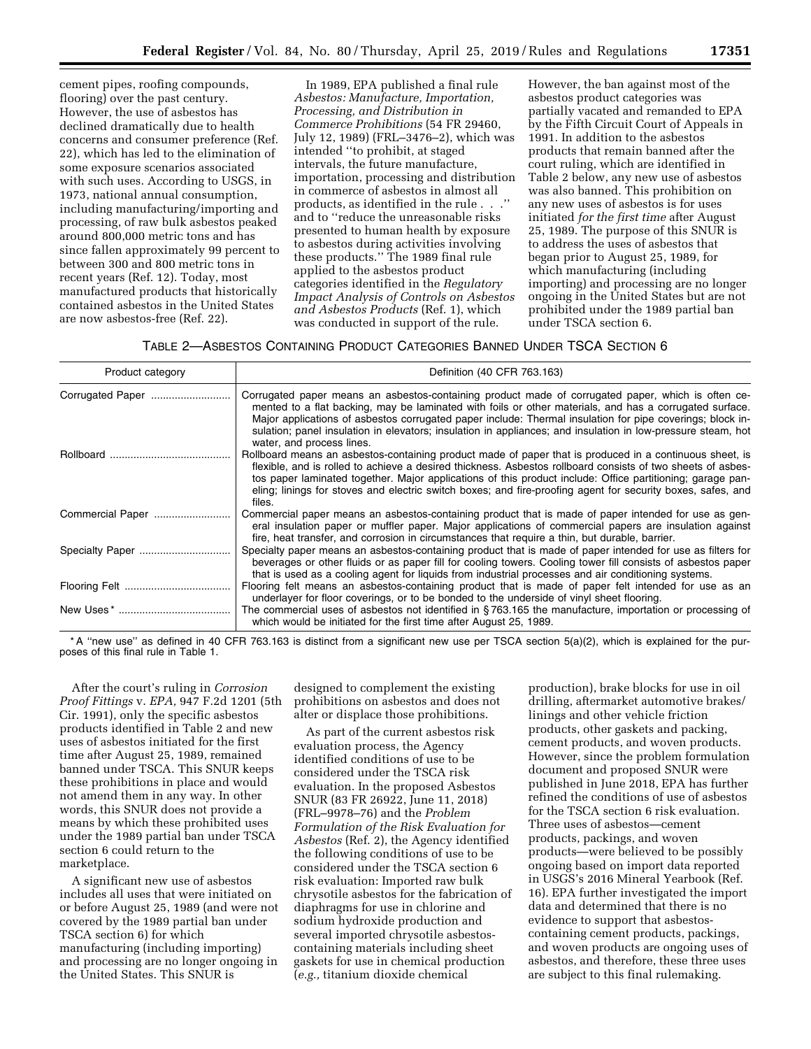cement pipes, roofing compounds, flooring) over the past century. However, the use of asbestos has declined dramatically due to health concerns and consumer preference (Ref. 22), which has led to the elimination of some exposure scenarios associated with such uses. According to USGS, in 1973, national annual consumption, including manufacturing/importing and processing, of raw bulk asbestos peaked around 800,000 metric tons and has since fallen approximately 99 percent to between 300 and 800 metric tons in recent years (Ref. 12). Today, most manufactured products that historically contained asbestos in the United States are now asbestos-free (Ref. 22).

In 1989, EPA published a final rule *Asbestos: Manufacture, Importation, Processing, and Distribution in Commerce Prohibitions* (54 FR 29460, July 12, 1989) (FRL–3476–2), which was intended ''to prohibit, at staged intervals, the future manufacture, importation, processing and distribution in commerce of asbestos in almost all products, as identified in the rule . . .'' and to ''reduce the unreasonable risks presented to human health by exposure to asbestos during activities involving these products.'' The 1989 final rule applied to the asbestos product categories identified in the *Regulatory Impact Analysis of Controls on Asbestos and Asbestos Products* (Ref. 1), which was conducted in support of the rule. However, the ban against most of the asbestos product categories was partially vacated and remanded to EPA by the Fifth Circuit Court of Appeals in 1991. In addition to the asbestos products that remain banned after the court ruling, which are identified in Table 2 below, any new use of asbestos was also banned. This prohibition on any new uses of asbestos is for uses initiated *for the first time* after August 25, 1989. The purpose of this SNUR is to address the uses of asbestos that began prior to August 25, 1989, for which manufacturing (including importing) and processing are no longer ongoing in the United States but are not prohibited under the 1989 partial ban under TSCA section 6.

TABLE 2—ASBESTOS CONTAINING PRODUCT CATEGORIES BANNED UNDER TSCA SECTION 6

| Product category | Definition (40 CFR 763.163) |
|---|---|
| Corrugated Paper | Corrugated paper means an asbestos-containing product made of corrugated paper, which is often cemented to a flat backing, may be laminated with foils or other materials, and has a corrugated surface. Major applications of asbestos corrugated paper include: Thermal insulation for pipe coverings; block insulation; panel insulation in elevators; insulation in appliances; and insulation in low-pressure steam, hot water, and process lines. |
| Rollboard | Rollboard means an asbestos-containing product made of paper that is produced in a continuous sheet, is flexible, and is rolled to achieve a desired thickness. Asbestos rollboard consists of two sheets of asbestos paper laminated together. Major applications of this product include: Office partitioning; garage paneling; linings for stoves and electric switch boxes; and fire-proofing agent for security boxes, safes, and files. |
| Commercial Paper | Commercial paper means an asbestos-containing product that is made of paper intended for use as general insulation paper or muffler paper. Major applications of commercial papers are insulation against fire, heat transfer, and corrosion in circumstances that require a thin, but durable, barrier. |
| Specialty Paper | Specialty paper means an asbestos-containing product that is made of paper intended for use as filters for beverages or other fluids or as paper fill for cooling towers. Cooling tower fill consists of asbestos paper that is used as a cooling agent for liquids from industrial processes and air conditioning systems. |
| Flooring Felt | Flooring felt means an asbestos-containing product that is made of paper felt intended for use as an underlayer for floor coverings, or to be bonded to the underside of vinyl sheet flooring. |
| New Uses* | The commercial uses of asbestos not identified in § 763.165 the manufacture, importation or processing of which would be initiated for the first time after August 25, 1989. |

* A ''new use'' as defined in 40 CFR 763.163 is distinct from a significant new use per TSCA section 5(a)(2), which is explained for the purposes of this final rule in Table 1.

After the court's ruling in *Corrosion Proof Fittings* v. *EPA,* 947 F.2d 1201 (5th Cir. 1991), only the specific asbestos products identified in Table 2 and new uses of asbestos initiated for the first time after August 25, 1989, remained banned under TSCA. This SNUR keeps these prohibitions in place and would not amend them in any way. In other words, this SNUR does not provide a means by which these prohibited uses under the 1989 partial ban under TSCA section 6 could return to the marketplace.

A significant new use of asbestos includes all uses that were initiated on or before August 25, 1989 (and were not covered by the 1989 partial ban under TSCA section 6) for which manufacturing (including importing) and processing are no longer ongoing in the United States. This SNUR is designed to complement the existing prohibitions on asbestos and does not alter or displace those prohibitions.

As part of the current asbestos risk evaluation process, the Agency identified conditions of use to be considered under the TSCA risk evaluation. In the proposed Asbestos SNUR (83 FR 26922, June 11, 2018) (FRL–9978–76) and the *Problem Formulation of the Risk Evaluation for Asbestos* (Ref. 2), the Agency identified the following conditions of use to be considered under the TSCA section 6 risk evaluation: Imported raw bulk chrysotile asbestos for the fabrication of diaphragms for use in chlorine and sodium hydroxide production and several imported chrysotile asbestos-containing materials including sheet gaskets for use in chemical production (*e.g.,* titanium dioxide chemical production), brake blocks for use in oil drilling, aftermarket automotive brakes/linings and other vehicle friction products, other gaskets and packing, cement products, and woven products. However, since the problem formulation document and proposed SNUR were published in June 2018, EPA has further refined the conditions of use of asbestos for the TSCA section 6 risk evaluation. Three uses of asbestos—cement products, packings, and woven products—were believed to be possibly ongoing based on import data reported in USGS's 2016 Mineral Yearbook (Ref. 16). EPA further investigated the import data and determined that there is no evidence to support that asbestos-containing cement products, packings, and woven products are ongoing uses of asbestos, and therefore, these three uses are subject to this final rulemaking.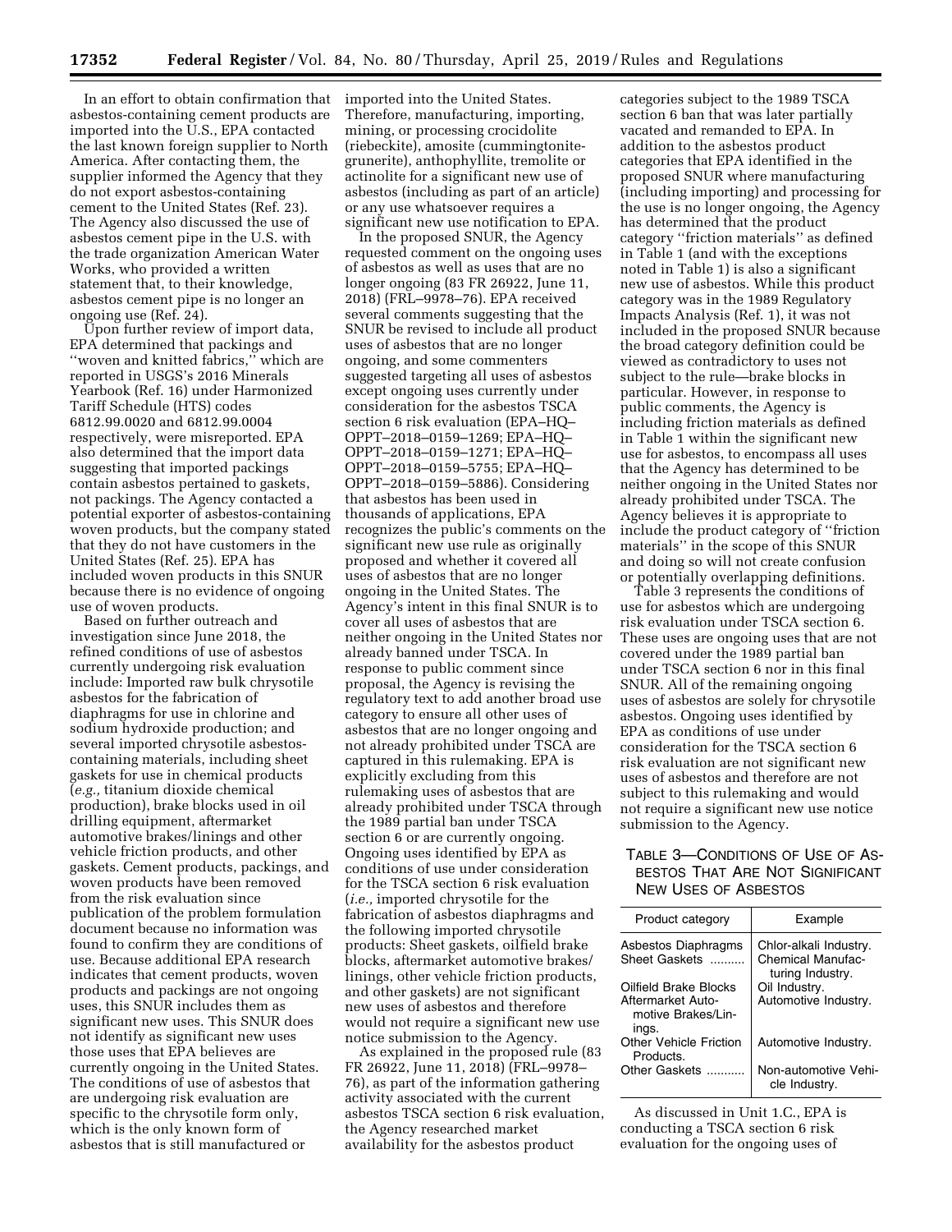In an effort to obtain confirmation that asbestos-containing cement products are imported into the U.S., EPA contacted the last known foreign supplier to North America. After contacting them, the supplier informed the Agency that they do not export asbestos-containing cement to the United States (Ref. 23). The Agency also discussed the use of asbestos cement pipe in the U.S. with the trade organization American Water Works, who provided a written statement that, to their knowledge, asbestos cement pipe is no longer an ongoing use (Ref. 24).

Upon further review of import data, EPA determined that packings and ''woven and knitted fabrics,'' which are reported in USGS's 2016 Minerals Yearbook (Ref. 16) under Harmonized Tariff Schedule (HTS) codes 6812.99.0020 and 6812.99.0004 respectively, were misreported. EPA also determined that the import data suggesting that imported packings contain asbestos pertained to gaskets, not packings. The Agency contacted a potential exporter of asbestos-containing woven products, but the company stated that they do not have customers in the United States (Ref. 25). EPA has included woven products in this SNUR because there is no evidence of ongoing use of woven products.

Based on further outreach and investigation since June 2018, the refined conditions of use of asbestos currently undergoing risk evaluation include: Imported raw bulk chrysotile asbestos for the fabrication of diaphragms for use in chlorine and sodium hydroxide production; and several imported chrysotile asbestos-containing materials, including sheet gaskets for use in chemical products (*e.g.,* titanium dioxide chemical production), brake blocks used in oil drilling equipment, aftermarket automotive brakes/linings and other vehicle friction products, and other gaskets. Cement products, packings, and woven products have been removed from the risk evaluation since publication of the problem formulation document because no information was found to confirm they are conditions of use. Because additional EPA research indicates that cement products, woven products and packings are not ongoing uses, this SNUR includes them as significant new uses. This SNUR does not identify as significant new uses those uses that EPA believes are currently ongoing in the United States. The conditions of use of asbestos that are undergoing risk evaluation are specific to the chrysotile form only, which is the only known form of asbestos that is still manufactured or imported into the United States. Therefore, manufacturing, importing, mining, or processing crocidolite (riebeckite), amosite (cummingtonite-grunerite), anthophyllite, tremolite or actinolite for a significant new use of asbestos (including as part of an article) or any use whatsoever requires a significant new use notification to EPA.

In the proposed SNUR, the Agency requested comment on the ongoing uses of asbestos as well as uses that are no longer ongoing (83 FR 26922, June 11, 2018) (FRL–9978–76). EPA received several comments suggesting that the SNUR be revised to include all product uses of asbestos that are no longer ongoing, and some commenters suggested targeting all uses of asbestos except ongoing uses currently under consideration for the asbestos TSCA section 6 risk evaluation (EPA–HQ–OPPT–2018–0159–1269; EPA–HQ–OPPT–2018–0159–1271; EPA–HQ–OPPT–2018–0159–5755; EPA–HQ–OPPT–2018–0159–5886). Considering that asbestos has been used in thousands of applications, EPA recognizes the public's comments on the significant new use rule as originally proposed and whether it covered all uses of asbestos that are no longer ongoing in the United States. The Agency's intent in this final SNUR is to cover all uses of asbestos that are neither ongoing in the United States nor already banned under TSCA. In response to public comment since proposal, the Agency is revising the regulatory text to add another broad use category to ensure all other uses of asbestos that are no longer ongoing and not already prohibited under TSCA are captured in this rulemaking. EPA is explicitly excluding from this rulemaking uses of asbestos that are already prohibited under TSCA through the 1989 partial ban under TSCA section 6 or are currently ongoing. Ongoing uses identified by EPA as conditions of use under consideration for the TSCA section 6 risk evaluation (*i.e.,* imported chrysotile for the fabrication of asbestos diaphragms and the following imported chrysotile products: Sheet gaskets, oilfield brake blocks, aftermarket automotive brakes/linings, other vehicle friction products, and other gaskets) are not significant new uses of asbestos and therefore would not require a significant new use notice submission to the Agency.

As explained in the proposed rule (83 FR 26922, June 11, 2018) (FRL–9978–76), as part of the information gathering activity associated with the current asbestos TSCA section 6 risk evaluation, the Agency researched market availability for the asbestos product categories subject to the 1989 TSCA section 6 ban that was later partially vacated and remanded to EPA. In addition to the asbestos product categories that EPA identified in the proposed SNUR where manufacturing (including importing) and processing for the use is no longer ongoing, the Agency has determined that the product category ''friction materials'' as defined in Table 1 (and with the exceptions noted in Table 1) is also a significant new use of asbestos. While this product category was in the 1989 Regulatory Impacts Analysis (Ref. 1), it was not included in the proposed SNUR because the broad category definition could be viewed as contradictory to uses not subject to the rule—brake blocks in particular. However, in response to public comments, the Agency is including friction materials as defined in Table 1 within the significant new use for asbestos, to encompass all uses that the Agency has determined to be neither ongoing in the United States nor already prohibited under TSCA. The Agency believes it is appropriate to include the product category of ''friction materials'' in the scope of this SNUR and doing so will not create confusion or potentially overlapping definitions.

Table 3 represents the conditions of use for asbestos which are undergoing risk evaluation under TSCA section 6. These uses are ongoing uses that are not covered under the 1989 partial ban under TSCA section 6 nor in this final SNUR. All of the remaining ongoing uses of asbestos are solely for chrysotile asbestos. Ongoing uses identified by EPA as conditions of use under consideration for the TSCA section 6 risk evaluation are not significant new uses of asbestos and therefore are not subject to this rulemaking and would not require a significant new use notice submission to the Agency.

TABLE 3—CONDITIONS OF USE OF ASBESTOS THAT ARE NOT SIGNIFICANT NEW USES OF ASBESTOS

| Product category | Example |
|---|---|
| Asbestos Diaphragms | Chlor-alkali Industry. |
| Sheet Gaskets | Chemical Manufacturing Industry. |
| Oilfield Brake Blocks | Oil Industry. |
| Aftermarket Automotive Brakes/Linings. | Automotive Industry. |
| Other Vehicle Friction Products. | Automotive Industry. |
| Other Gaskets | Non-automotive Vehicle Industry. |

As discussed in Unit 1.C., EPA is conducting a TSCA section 6 risk evaluation for the ongoing uses of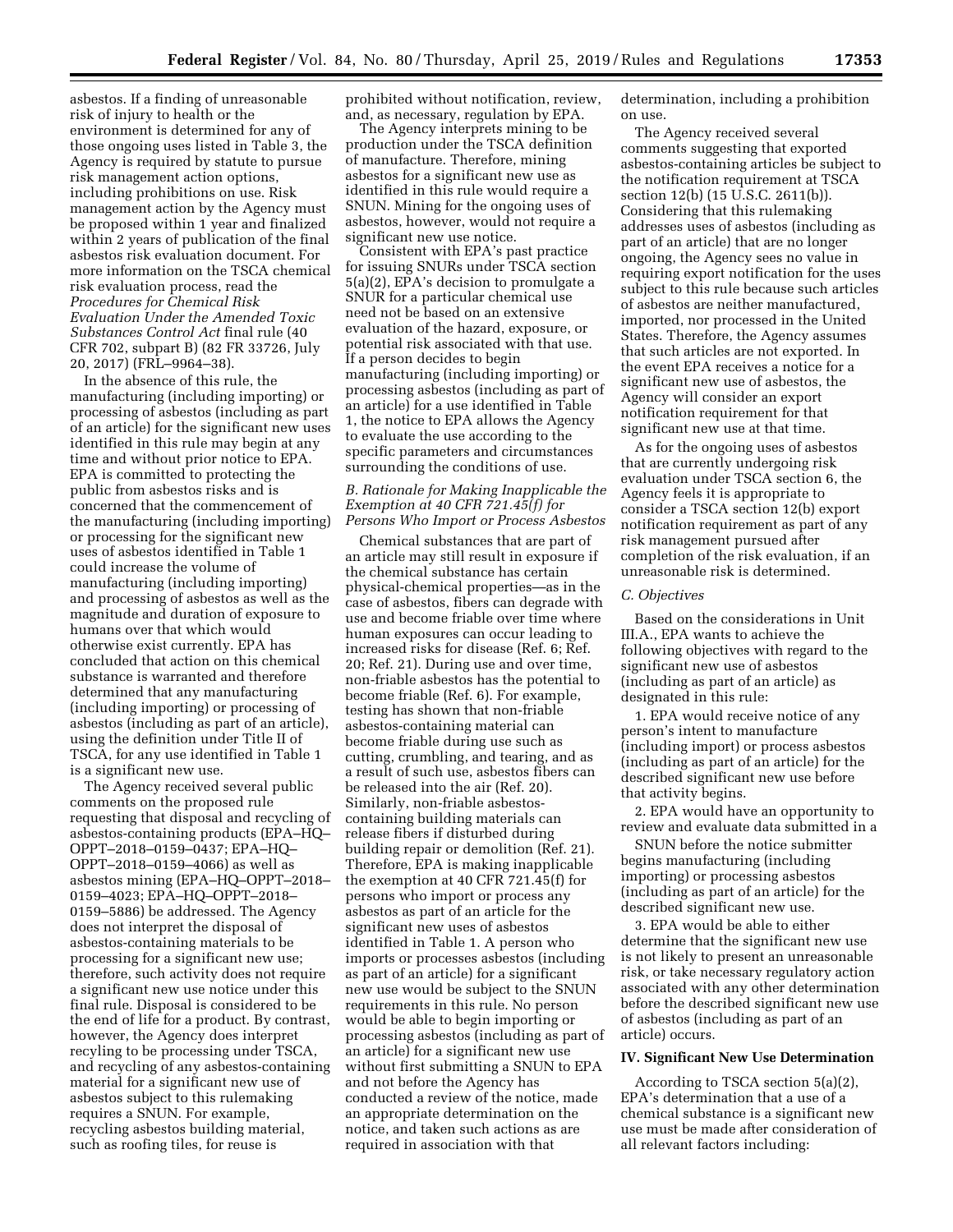asbestos. If a finding of unreasonable risk of injury to health or the environment is determined for any of those ongoing uses listed in Table 3, the Agency is required by statute to pursue risk management action options, including prohibitions on use. Risk management action by the Agency must be proposed within 1 year and finalized within 2 years of publication of the final asbestos risk evaluation document. For more information on the TSCA chemical risk evaluation process, read the *Procedures for Chemical Risk Evaluation Under the Amended Toxic Substances Control Act* final rule (40 CFR 702, subpart B) (82 FR 33726, July 20, 2017) (FRL–9964–38).

In the absence of this rule, the manufacturing (including importing) or processing of asbestos (including as part of an article) for the significant new uses identified in this rule may begin at any time and without prior notice to EPA. EPA is committed to protecting the public from asbestos risks and is concerned that the commencement of the manufacturing (including importing) or processing for the significant new uses of asbestos identified in Table 1 could increase the volume of manufacturing (including importing) and processing of asbestos as well as the magnitude and duration of exposure to humans over that which would otherwise exist currently. EPA has concluded that action on this chemical substance is warranted and therefore determined that any manufacturing (including importing) or processing of asbestos (including as part of an article), using the definition under Title II of TSCA, for any use identified in Table 1 is a significant new use.

The Agency received several public comments on the proposed rule requesting that disposal and recycling of asbestos-containing products (EPA–HQ–OPPT–2018–0159–0437; EPA–HQ–OPPT–2018–0159–4066) as well as asbestos mining (EPA–HQ–OPPT–2018–0159–4023; EPA–HQ–OPPT–2018–0159–5886) be addressed. The Agency does not interpret the disposal of asbestos-containing materials to be processing for a significant new use; therefore, such activity does not require a significant new use notice under this final rule. Disposal is considered to be the end of life for a product. By contrast, however, the Agency does interpret recyling to be processing under TSCA, and recycling of any asbestos-containing material for a significant new use of asbestos subject to this rulemaking requires a SNUN. For example, recycling asbestos building material, such as roofing tiles, for reuse is prohibited without notification, review, and, as necessary, regulation by EPA.

The Agency interprets mining to be production under the TSCA definition of manufacture. Therefore, mining asbestos for a significant new use as identified in this rule would require a SNUN. Mining for the ongoing uses of asbestos, however, would not require a significant new use notice.

Consistent with EPA's past practice for issuing SNURs under TSCA section 5(a)(2), EPA's decision to promulgate a SNUR for a particular chemical use need not be based on an extensive evaluation of the hazard, exposure, or potential risk associated with that use. If a person decides to begin manufacturing (including importing) or processing asbestos (including as part of an article) for a use identified in Table 1, the notice to EPA allows the Agency to evaluate the use according to the specific parameters and circumstances surrounding the conditions of use.

### *B. Rationale for Making Inapplicable the Exemption at 40 CFR 721.45(f) for Persons Who Import or Process Asbestos*

Chemical substances that are part of an article may still result in exposure if the chemical substance has certain physical-chemical properties—as in the case of asbestos, fibers can degrade with use and become friable over time where human exposures can occur leading to increased risks for disease (Ref. 6; Ref. 20; Ref. 21). During use and over time, non-friable asbestos has the potential to become friable (Ref. 6). For example, testing has shown that non-friable asbestos-containing material can become friable during use such as cutting, crumbling, and tearing, and as a result of such use, asbestos fibers can be released into the air (Ref. 20). Similarly, non-friable asbestos-containing building materials can release fibers if disturbed during building repair or demolition (Ref. 21). Therefore, EPA is making inapplicable the exemption at 40 CFR 721.45(f) for persons who import or process any asbestos as part of an article for the significant new uses of asbestos identified in Table 1. A person who imports or processes asbestos (including as part of an article) for a significant new use would be subject to the SNUN requirements in this rule. No person would be able to begin importing or processing asbestos (including as part of an article) for a significant new use without first submitting a SNUN to EPA and not before the Agency has conducted a review of the notice, made an appropriate determination on the notice, and taken such actions as are required in association with that determination, including a prohibition on use.

The Agency received several comments suggesting that exported asbestos-containing articles be subject to the notification requirement at TSCA section 12(b) (15 U.S.C. 2611(b)). Considering that this rulemaking addresses uses of asbestos (including as part of an article) that are no longer ongoing, the Agency sees no value in requiring export notification for the uses subject to this rule because such articles of asbestos are neither manufactured, imported, nor processed in the United States. Therefore, the Agency assumes that such articles are not exported. In the event EPA receives a notice for a significant new use of asbestos, the Agency will consider an export notification requirement for that significant new use at that time.

As for the ongoing uses of asbestos that are currently undergoing risk evaluation under TSCA section 6, the Agency feels it is appropriate to consider a TSCA section 12(b) export notification requirement as part of any risk management pursued after completion of the risk evaluation, if an unreasonable risk is determined.

### *C. Objectives*

Based on the considerations in Unit III.A., EPA wants to achieve the following objectives with regard to the significant new use of asbestos (including as part of an article) as designated in this rule:

1. EPA would receive notice of any person's intent to manufacture (including import) or process asbestos (including as part of an article) for the described significant new use before that activity begins.

2. EPA would have an opportunity to review and evaluate data submitted in a SNUN before the notice submitter begins manufacturing (including importing) or processing asbestos (including as part of an article) for the described significant new use.

3. EPA would be able to either determine that the significant new use is not likely to present an unreasonable risk, or take necessary regulatory action associated with any other determination before the described significant new use of asbestos (including as part of an article) occurs.

## IV. Significant New Use Determination

According to TSCA section 5(a)(2), EPA's determination that a use of a chemical substance is a significant new use must be made after consideration of all relevant factors including: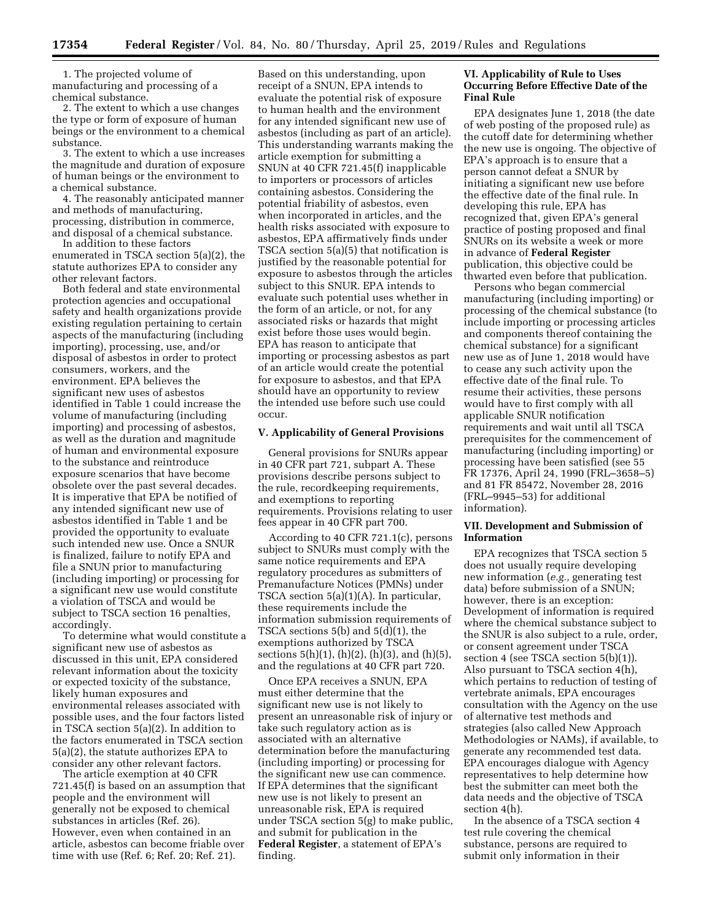1. The projected volume of manufacturing and processing of a chemical substance.

2. The extent to which a use changes the type or form of exposure of human beings or the environment to a chemical substance.

3. The extent to which a use increases the magnitude and duration of exposure of human beings or the environment to a chemical substance.

4. The reasonably anticipated manner and methods of manufacturing, processing, distribution in commerce, and disposal of a chemical substance.

In addition to these factors enumerated in TSCA section 5(a)(2), the statute authorizes EPA to consider any other relevant factors.

Both federal and state environmental protection agencies and occupational safety and health organizations provide existing regulation pertaining to certain aspects of the manufacturing (including importing), processing, use, and/or disposal of asbestos in order to protect consumers, workers, and the environment. EPA believes the significant new uses of asbestos identified in Table 1 could increase the volume of manufacturing (including importing) and processing of asbestos, as well as the duration and magnitude of human and environmental exposure to the substance and reintroduce exposure scenarios that have become obsolete over the past several decades. It is imperative that EPA be notified of any intended significant new use of asbestos identified in Table 1 and be provided the opportunity to evaluate such intended new use. Once a SNUR is finalized, failure to notify EPA and file a SNUN prior to manufacturing (including importing) or processing for a significant new use would constitute a violation of TSCA and would be subject to TSCA section 16 penalties, accordingly.

To determine what would constitute a significant new use of asbestos as discussed in this unit, EPA considered relevant information about the toxicity or expected toxicity of the substance, likely human exposures and environmental releases associated with possible uses, and the four factors listed in TSCA section 5(a)(2). In addition to the factors enumerated in TSCA section 5(a)(2), the statute authorizes EPA to consider any other relevant factors.

The article exemption at 40 CFR 721.45(f) is based on an assumption that people and the environment will generally not be exposed to chemical substances in articles (Ref. 26). However, even when contained in an article, asbestos can become friable over time with use (Ref. 6; Ref. 20; Ref. 21). Based on this understanding, upon receipt of a SNUN, EPA intends to evaluate the potential risk of exposure to human health and the environment for any intended significant new use of asbestos (including as part of an article). This understanding warrants making the article exemption for submitting a SNUN at 40 CFR 721.45(f) inapplicable to importers or processors of articles containing asbestos. Considering the potential friability of asbestos, even when incorporated in articles, and the health risks associated with exposure to asbestos, EPA affirmatively finds under TSCA section 5(a)(5) that notification is justified by the reasonable potential for exposure to asbestos through the articles subject to this SNUR. EPA intends to evaluate such potential uses whether in the form of an article, or not, for any associated risks or hazards that might exist before those uses would begin. EPA has reason to anticipate that importing or processing asbestos as part of an article would create the potential for exposure to asbestos, and that EPA should have an opportunity to review the intended use before such use could occur.

## V. Applicability of General Provisions

General provisions for SNURs appear in 40 CFR part 721, subpart A. These provisions describe persons subject to the rule, recordkeeping requirements, and exemptions to reporting requirements. Provisions relating to user fees appear in 40 CFR part 700.

According to 40 CFR 721.1(c), persons subject to SNURs must comply with the same notice requirements and EPA regulatory procedures as submitters of Premanufacture Notices (PMNs) under TSCA section 5(a)(1)(A). In particular, these requirements include the information submission requirements of TSCA sections 5(b) and 5(d)(1), the exemptions authorized by TSCA sections 5(h)(1), (h)(2), (h)(3), and (h)(5), and the regulations at 40 CFR part 720.

Once EPA receives a SNUN, EPA must either determine that the significant new use is not likely to present an unreasonable risk of injury or take such regulatory action as is associated with an alternative determination before the manufacturing (including importing) or processing for the significant new use can commence. If EPA determines that the significant new use is not likely to present an unreasonable risk, EPA is required under TSCA section 5(g) to make public, and submit for publication in the **Federal Register**, a statement of EPA's finding.

## VI. Applicability of Rule to Uses Occurring Before Effective Date of the Final Rule

EPA designates June 1, 2018 (the date of web posting of the proposed rule) as the cutoff date for determining whether the new use is ongoing. The objective of EPA's approach is to ensure that a person cannot defeat a SNUR by initiating a significant new use before the effective date of the final rule. In developing this rule, EPA has recognized that, given EPA's general practice of posting proposed and final SNURs on its website a week or more in advance of **Federal Register** publication, this objective could be thwarted even before that publication.

Persons who began commercial manufacturing (including importing) or processing of the chemical substance (to include importing or processing articles and components thereof containing the chemical substance) for a significant new use as of June 1, 2018 would have to cease any such activity upon the effective date of the final rule. To resume their activities, these persons would have to first comply with all applicable SNUR notification requirements and wait until all TSCA prerequisites for the commencement of manufacturing (including importing) or processing have been satisfied (see 55 FR 17376, April 24, 1990 (FRL–3658–5) and 81 FR 85472, November 28, 2016 (FRL–9945–53) for additional information).

## VII. Development and Submission of Information

EPA recognizes that TSCA section 5 does not usually require developing new information (*e.g.,* generating test data) before submission of a SNUN; however, there is an exception: Development of information is required where the chemical substance subject to the SNUR is also subject to a rule, order, or consent agreement under TSCA section 4 (see TSCA section 5(b)(1)). Also pursuant to TSCA section 4(h), which pertains to reduction of testing of vertebrate animals, EPA encourages consultation with the Agency on the use of alternative test methods and strategies (also called New Approach Methodologies or NAMs), if available, to generate any recommended test data. EPA encourages dialogue with Agency representatives to help determine how best the submitter can meet both the data needs and the objective of TSCA section 4(h).

In the absence of a TSCA section 4 test rule covering the chemical substance, persons are required to submit only information in their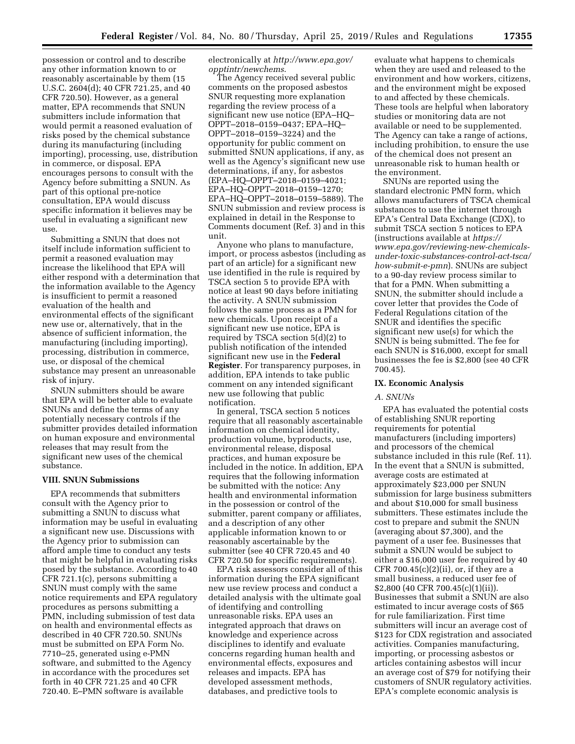possession or control and to describe any other information known to or reasonably ascertainable by them (15 U.S.C. 2604(d); 40 CFR 721.25, and 40 CFR 720.50). However, as a general matter, EPA recommends that SNUN submitters include information that would permit a reasoned evaluation of risks posed by the chemical substance during its manufacturing (including importing), processing, use, distribution in commerce, or disposal. EPA encourages persons to consult with the Agency before submitting a SNUN. As part of this optional pre-notice consultation, EPA would discuss specific information it believes may be useful in evaluating a significant new use.

Submitting a SNUN that does not itself include information sufficient to permit a reasoned evaluation may increase the likelihood that EPA will either respond with a determination that the information available to the Agency is insufficient to permit a reasoned evaluation of the health and environmental effects of the significant new use or, alternatively, that in the absence of sufficient information, the manufacturing (including importing), processing, distribution in commerce, use, or disposal of the chemical substance may present an unreasonable risk of injury.

SNUN submitters should be aware that EPA will be better able to evaluate SNUNs and define the terms of any potentially necessary controls if the submitter provides detailed information on human exposure and environmental releases that may result from the significant new uses of the chemical substance.

## VIII. SNUN Submissions

EPA recommends that submitters consult with the Agency prior to submitting a SNUN to discuss what information may be useful in evaluating a significant new use. Discussions with the Agency prior to submission can afford ample time to conduct any tests that might be helpful in evaluating risks posed by the substance. According to 40 CFR 721.1(c), persons submitting a SNUN must comply with the same notice requirements and EPA regulatory procedures as persons submitting a PMN, including submission of test data on health and environmental effects as described in 40 CFR 720.50. SNUNs must be submitted on EPA Form No. 7710–25, generated using e-PMN software, and submitted to the Agency in accordance with the procedures set forth in 40 CFR 721.25 and 40 CFR 720.40. E–PMN software is available electronically at *http://www.epa.gov/opptintr/newchems*.

The Agency received several public comments on the proposed asbestos SNUR requesting more explanation regarding the review process of a significant new use notice (EPA–HQ–OPPT–2018–0159–0437; EPA–HQ–OPPT–2018–0159–3224) and the opportunity for public comment on submitted SNUN applications, if any, as well as the Agency's significant new use determinations, if any, for asbestos (EPA–HQ–OPPT–2018–0159–4021; EPA–HQ–OPPT–2018–0159–1270; EPA–HQ–OPPT–2018–0159–5889). The SNUN submission and review process is explained in detail in the Response to Comments document (Ref. 3) and in this unit.

Anyone who plans to manufacture, import, or process asbestos (including as part of an article) for a significant new use identified in the rule is required by TSCA section 5 to provide EPA with notice at least 90 days before initiating the activity. A SNUN submission follows the same process as a PMN for new chemicals. Upon receipt of a significant new use notice, EPA is required by TSCA section 5(d)(2) to publish notification of the intended significant new use in the **Federal Register**. For transparency purposes, in addition, EPA intends to take public comment on any intended significant new use following that public notification.

In general, TSCA section 5 notices require that all reasonably ascertainable information on chemical identity, production volume, byproducts, use, environmental release, disposal practices, and human exposure be included in the notice. In addition, EPA requires that the following information be submitted with the notice: Any health and environmental information in the possession or control of the submitter, parent company or affiliates, and a description of any other applicable information known to or reasonably ascertainable by the submitter (see 40 CFR 720.45 and 40 CFR 720.50 for specific requirements).

EPA risk assessors consider all of this information during the EPA significant new use review process and conduct a detailed analysis with the ultimate goal of identifying and controlling unreasonable risks. EPA uses an integrated approach that draws on knowledge and experience across disciplines to identify and evaluate concerns regarding human health and environmental effects, exposures and releases and impacts. EPA has developed assessment methods, databases, and predictive tools to evaluate what happens to chemicals when they are used and released to the environment and how workers, citizens, and the environment might be exposed to and affected by these chemicals. These tools are helpful when laboratory studies or monitoring data are not available or need to be supplemented. The Agency can take a range of actions, including prohibition, to ensure the use of the chemical does not present an unreasonable risk to human health or the environment.

SNUNs are reported using the standard electronic PMN form, which allows manufacturers of TSCA chemical substances to use the internet through EPA's Central Data Exchange (CDX), to submit TSCA section 5 notices to EPA (instructions available at *https://www.epa.gov/reviewing-new-chemicals-under-toxic-substances-control-act-tsca/how-submit-e-pmn*). SNUNs are subject to a 90-day review process similar to that for a PMN. When submitting a SNUN, the submitter should include a cover letter that provides the Code of Federal Regulations citation of the SNUR and identifies the specific significant new use(s) for which the SNUN is being submitted. The fee for each SNUN is $16,000, except for small businesses the fee is $2,800 (see 40 CFR 700.45).

## IX. Economic Analysis

### A. SNUNs

EPA has evaluated the potential costs of establishing SNUR reporting requirements for potential manufacturers (including importers) and processors of the chemical substance included in this rule (Ref. 11). In the event that a SNUN is submitted, average costs are estimated at approximately $23,000 per SNUN submission for large business submitters and about $10,000 for small business submitters. These estimates include the cost to prepare and submit the SNUN (averaging about $7,300), and the payment of a user fee. Businesses that submit a SNUN would be subject to either a $16,000 user fee required by 40 CFR 700.45(c)(2)(ii), or, if they are a small business, a reduced user fee of $2,800 (40 CFR 700.45(c)(1)(ii)). Businesses that submit a SNUN are also estimated to incur average costs of $65 for rule familiarization. First time submitters will incur an average cost of $123 for CDX registration and associated activities. Companies manufacturing, importing, or processing asbestos or articles containing asbestos will incur an average cost of $79 for notifying their customers of SNUR regulatory activities. EPA's complete economic analysis is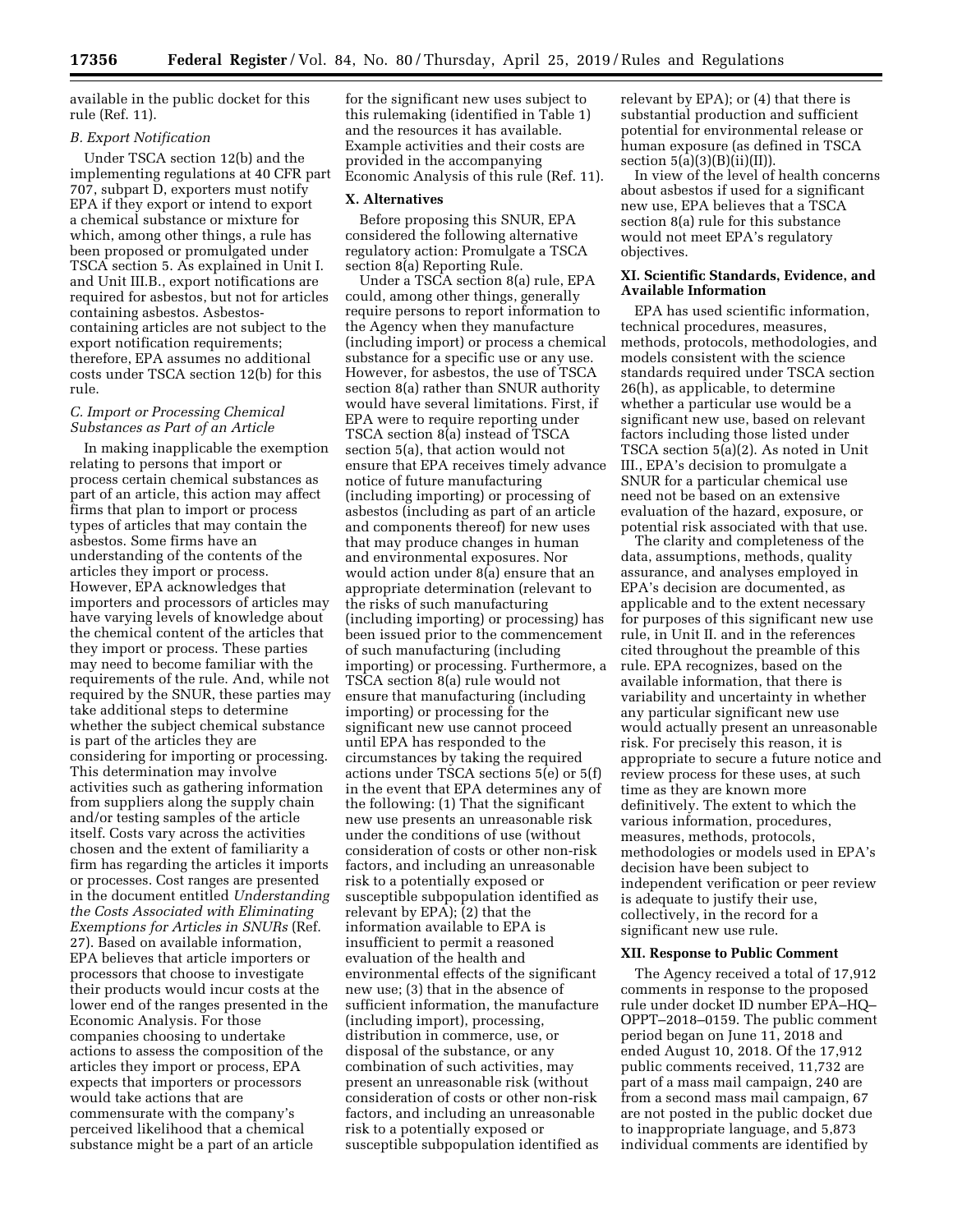available in the public docket for this rule (Ref. 11).

### B. Export Notification

Under TSCA section 12(b) and the implementing regulations at 40 CFR part 707, subpart D, exporters must notify EPA if they export or intend to export a chemical substance or mixture for which, among other things, a rule has been proposed or promulgated under TSCA section 5. As explained in Unit I. and Unit III.B., export notifications are required for asbestos, but not for articles containing asbestos. Asbestos-containing articles are not subject to the export notification requirements; therefore, EPA assumes no additional costs under TSCA section 12(b) for this rule.

### C. Import or Processing Chemical Substances as Part of an Article

In making inapplicable the exemption relating to persons that import or process certain chemical substances as part of an article, this action may affect firms that plan to import or process types of articles that may contain the asbestos. Some firms have an understanding of the contents of the articles they import or process. However, EPA acknowledges that importers and processors of articles may have varying levels of knowledge about the chemical content of the articles that they import or process. These parties may need to become familiar with the requirements of the rule. And, while not required by the SNUR, these parties may take additional steps to determine whether the subject chemical substance is part of the articles they are considering for importing or processing. This determination may involve activities such as gathering information from suppliers along the supply chain and/or testing samples of the article itself. Costs vary across the activities chosen and the extent of familiarity a firm has regarding the articles it imports or processes. Cost ranges are presented in the document entitled *Understanding the Costs Associated with Eliminating Exemptions for Articles in SNURs* (Ref. 27). Based on available information, EPA believes that article importers or processors that choose to investigate their products would incur costs at the lower end of the ranges presented in the Economic Analysis. For those companies choosing to undertake actions to assess the composition of the articles they import or process, EPA expects that importers or processors would take actions that are commensurate with the company's perceived likelihood that a chemical substance might be a part of an article for the significant new uses subject to this rulemaking (identified in Table 1) and the resources it has available. Example activities and their costs are provided in the accompanying Economic Analysis of this rule (Ref. 11).

## X. Alternatives

Before proposing this SNUR, EPA considered the following alternative regulatory action: Promulgate a TSCA section 8(a) Reporting Rule.

Under a TSCA section 8(a) rule, EPA could, among other things, generally require persons to report information to the Agency when they manufacture (including import) or process a chemical substance for a specific use or any use. However, for asbestos, the use of TSCA section 8(a) rather than SNUR authority would have several limitations. First, if EPA were to require reporting under TSCA section 8(a) instead of TSCA section 5(a), that action would not ensure that EPA receives timely advance notice of future manufacturing (including importing) or processing of asbestos (including as part of an article and components thereof) for new uses that may produce changes in human and environmental exposures. Nor would action under 8(a) ensure that an appropriate determination (relevant to the risks of such manufacturing (including importing) or processing) has been issued prior to the commencement of such manufacturing (including importing) or processing. Furthermore, a TSCA section 8(a) rule would not ensure that manufacturing (including importing) or processing for the significant new use cannot proceed until EPA has responded to the circumstances by taking the required actions under TSCA sections 5(e) or 5(f) in the event that EPA determines any of the following: (1) That the significant new use presents an unreasonable risk under the conditions of use (without consideration of costs or other non-risk factors, and including an unreasonable risk to a potentially exposed or susceptible subpopulation identified as relevant by EPA); (2) that the information available to EPA is insufficient to permit a reasoned evaluation of the health and environmental effects of the significant new use; (3) that in the absence of sufficient information, the manufacture (including import), processing, distribution in commerce, use, or disposal of the substance, or any combination of such activities, may present an unreasonable risk (without consideration of costs or other non-risk factors, and including an unreasonable risk to a potentially exposed or susceptible subpopulation identified as relevant by EPA); or (4) that there is substantial production and sufficient potential for environmental release or human exposure (as defined in TSCA section 5(a)(3)(B)(ii)(II)).

In view of the level of health concerns about asbestos if used for a significant new use, EPA believes that a TSCA section 8(a) rule for this substance would not meet EPA's regulatory objectives.

## XI. Scientific Standards, Evidence, and Available Information

EPA has used scientific information, technical procedures, measures, methods, protocols, methodologies, and models consistent with the science standards required under TSCA section 26(h), as applicable, to determine whether a particular use would be a significant new use, based on relevant factors including those listed under TSCA section 5(a)(2). As noted in Unit III., EPA's decision to promulgate a SNUR for a particular chemical use need not be based on an extensive evaluation of the hazard, exposure, or potential risk associated with that use.

The clarity and completeness of the data, assumptions, methods, quality assurance, and analyses employed in EPA's decision are documented, as applicable and to the extent necessary for purposes of this significant new use rule, in Unit II. and in the references cited throughout the preamble of this rule. EPA recognizes, based on the available information, that there is variability and uncertainty in whether any particular significant new use would actually present an unreasonable risk. For precisely this reason, it is appropriate to secure a future notice and review process for these uses, at such time as they are known more definitively. The extent to which the various information, procedures, measures, methods, protocols, methodologies or models used in EPA's decision have been subject to independent verification or peer review is adequate to justify their use, collectively, in the record for a significant new use rule.

## XII. Response to Public Comment

The Agency received a total of 17,912 comments in response to the proposed rule under docket ID number EPA–HQ–OPPT–2018–0159. The public comment period began on June 11, 2018 and ended August 10, 2018. Of the 17,912 public comments received, 11,732 are part of a mass mail campaign, 240 are from a second mass mail campaign, 67 are not posted in the public docket due to inappropriate language, and 5,873 individual comments are identified by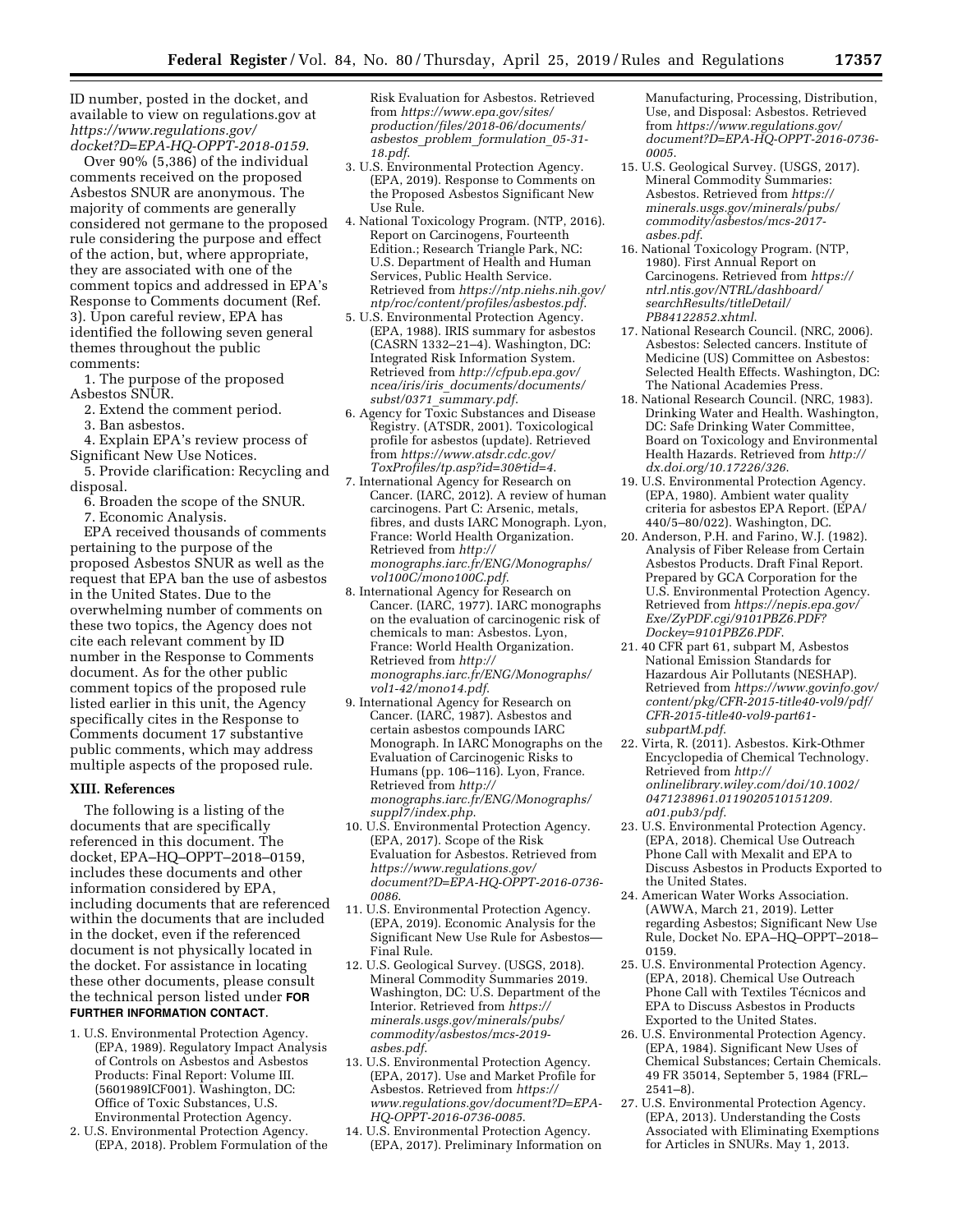ID number, posted in the docket, and available to view on regulations.gov at *https://www.regulations.gov/docket?D=EPA-HQ-OPPT-2018-0159*.

Over 90% (5,386) of the individual comments received on the proposed Asbestos SNUR are anonymous. The majority of comments are generally considered not germane to the proposed rule considering the purpose and effect of the action, but, where appropriate, they are associated with one of the comment topics and addressed in EPA's Response to Comments document (Ref. 3). Upon careful review, EPA has identified the following seven general themes throughout the public comments:

1. The purpose of the proposed Asbestos SNUR.
2. Extend the comment period.
3. Ban asbestos.
4. Explain EPA's review process of Significant New Use Notices.
5. Provide clarification: Recycling and disposal.
6. Broaden the scope of the SNUR.
7. Economic Analysis.

EPA received thousands of comments pertaining to the purpose of the proposed Asbestos SNUR as well as the request that EPA ban the use of asbestos in the United States. Due to the overwhelming number of comments on these two topics, the Agency does not cite each relevant comment by ID number in the Response to Comments document. As for the other public comment topics of the proposed rule listed earlier in this unit, the Agency specifically cites in the Response to Comments document 17 substantive public comments, which may address multiple aspects of the proposed rule.

## XIII. References

The following is a listing of the documents that are specifically referenced in this document. The docket, EPA–HQ–OPPT–2018–0159, includes these documents and other information considered by EPA, including documents that are referenced within the documents that are included in the docket, even if the referenced document is not physically located in the docket. For assistance in locating these other documents, please consult the technical person listed under **FOR FURTHER INFORMATION CONTACT**.

1. U.S. Environmental Protection Agency. (EPA, 1989). Regulatory Impact Analysis of Controls on Asbestos and Asbestos Products: Final Report: Volume III. (5601989ICF001). Washington, DC: Office of Toxic Substances, U.S. Environmental Protection Agency.
2. U.S. Environmental Protection Agency. (EPA, 2018). Problem Formulation of the Risk Evaluation for Asbestos. Retrieved from *https://www.epa.gov/sites/production/files/2018-06/documents/asbestos_problem_formulation_05-31-18.pdf*.
3. U.S. Environmental Protection Agency. (EPA, 2019). Response to Comments on the Proposed Asbestos Significant New Use Rule.
4. National Toxicology Program. (NTP, 2016). Report on Carcinogens, Fourteenth Edition.; Research Triangle Park, NC: U.S. Department of Health and Human Services, Public Health Service. Retrieved from *https://ntp.niehs.nih.gov/ntp/roc/content/profiles/asbestos.pdf*.
5. U.S. Environmental Protection Agency. (EPA, 1988). IRIS summary for asbestos (CASRN 1332–21–4). Washington, DC: Integrated Risk Information System. Retrieved from *http://cfpub.epa.gov/ncea/iris/iris_documents/documents/subst/0371_summary.pdf*.
6. Agency for Toxic Substances and Disease Registry. (ATSDR, 2001). Toxicological profile for asbestos (update). Retrieved from *https://www.atsdr.cdc.gov/ToxProfiles/tp.asp?id=30&tid=4*.
7. International Agency for Research on Cancer. (IARC, 2012). A review of human carcinogens. Part C: Arsenic, metals, fibres, and dusts IARC Monograph. Lyon, France: World Health Organization. Retrieved from *http://monographs.iarc.fr/ENG/Monographs/vol100C/mono100C.pdf*.
8. International Agency for Research on Cancer. (IARC, 1977). IARC monographs on the evaluation of carcinogenic risk of chemicals to man: Asbestos. Lyon, France: World Health Organization. Retrieved from *http://monographs.iarc.fr/ENG/Monographs/vol1-42/mono14.pdf*.
9. International Agency for Research on Cancer. (IARC, 1987). Asbestos and certain asbestos compounds IARC Monograph. In IARC Monographs on the Evaluation of Carcinogenic Risks to Humans (pp. 106–116). Lyon, France. Retrieved from *http://monographs.iarc.fr/ENG/Monographs/suppl7/index.php*.
10. U.S. Environmental Protection Agency. (EPA, 2017). Scope of the Risk Evaluation for Asbestos. Retrieved from *https://www.regulations.gov/document?D=EPA-HQ-OPPT-2016-0736-0086*.
11. U.S. Environmental Protection Agency. (EPA, 2019). Economic Analysis for the Significant New Use Rule for Asbestos—Final Rule.
12. U.S. Geological Survey. (USGS, 2018). Mineral Commodity Summaries 2019. Washington, DC: U.S. Department of the Interior. Retrieved from *https://minerals.usgs.gov/minerals/pubs/commodity/asbestos/mcs-2019-asbes.pdf*.
13. U.S. Environmental Protection Agency. (EPA, 2017). Use and Market Profile for Asbestos. Retrieved from *https://www.regulations.gov/document?D=EPA-HQ-OPPT-2016-0736-0085*.
14. U.S. Environmental Protection Agency. (EPA, 2017). Preliminary Information on Manufacturing, Processing, Distribution, Use, and Disposal: Asbestos. Retrieved from *https://www.regulations.gov/document?D=EPA-HQ-OPPT-2016-0736-0005*.
15. U.S. Geological Survey. (USGS, 2017). Mineral Commodity Summaries: Asbestos. Retrieved from *https://minerals.usgs.gov/minerals/pubs/commodity/asbestos/mcs-2017-asbes.pdf*.
16. National Toxicology Program. (NTP, 1980). First Annual Report on Carcinogens. Retrieved from *https://ntrl.ntis.gov/NTRL/dashboard/searchResults/titleDetail/PB84122852.xhtml*.
17. National Research Council. (NRC, 2006). Asbestos: Selected cancers. Institute of Medicine (US) Committee on Asbestos: Selected Health Effects. Washington, DC: The National Academies Press.
18. National Research Council. (NRC, 1983). Drinking Water and Health. Washington, DC: Safe Drinking Water Committee, Board on Toxicology and Environmental Health Hazards. Retrieved from *http://dx.doi.org/10.17226/326*.
19. U.S. Environmental Protection Agency. (EPA, 1980). Ambient water quality criteria for asbestos EPA Report. (EPA/440/5–80/022). Washington, DC.
20. Anderson, P.H. and Farino, W.J. (1982). Analysis of Fiber Release from Certain Asbestos Products. Draft Final Report. Prepared by GCA Corporation for the U.S. Environmental Protection Agency. Retrieved from *https://nepis.epa.gov/Exe/ZyPDF.cgi/9101PBZ6.PDF?Dockey=9101PBZ6.PDF*.
21. 40 CFR part 61, subpart M, Asbestos National Emission Standards for Hazardous Air Pollutants (NESHAP). Retrieved from *https://www.govinfo.gov/content/pkg/CFR-2015-title40-vol9/pdf/CFR-2015-title40-vol9-part61-subpartM.pdf*.
22. Virta, R. (2011). Asbestos. Kirk-Othmer Encyclopedia of Chemical Technology. Retrieved from *http://onlinelibrary.wiley.com/doi/10.1002/0471238961.0119020510151209.a01.pub3/pdf*.
23. U.S. Environmental Protection Agency. (EPA, 2018). Chemical Use Outreach Phone Call with Mexalit and EPA to Discuss Asbestos in Products Exported to the United States.
24. American Water Works Association. (AWWA, March 21, 2019). Letter regarding Asbestos; Significant New Use Rule, Docket No. EPA–HQ–OPPT–2018–0159.
25. U.S. Environmental Protection Agency. (EPA, 2018). Chemical Use Outreach Phone Call with Textiles Técnicos and EPA to Discuss Asbestos in Products Exported to the United States.
26. U.S. Environmental Protection Agency. (EPA, 1984). Significant New Uses of Chemical Substances; Certain Chemicals. 49 FR 35014, September 5, 1984 (FRL–2541–8).
27. U.S. Environmental Protection Agency. (EPA, 2013). Understanding the Costs Associated with Eliminating Exemptions for Articles in SNURs. May 1, 2013.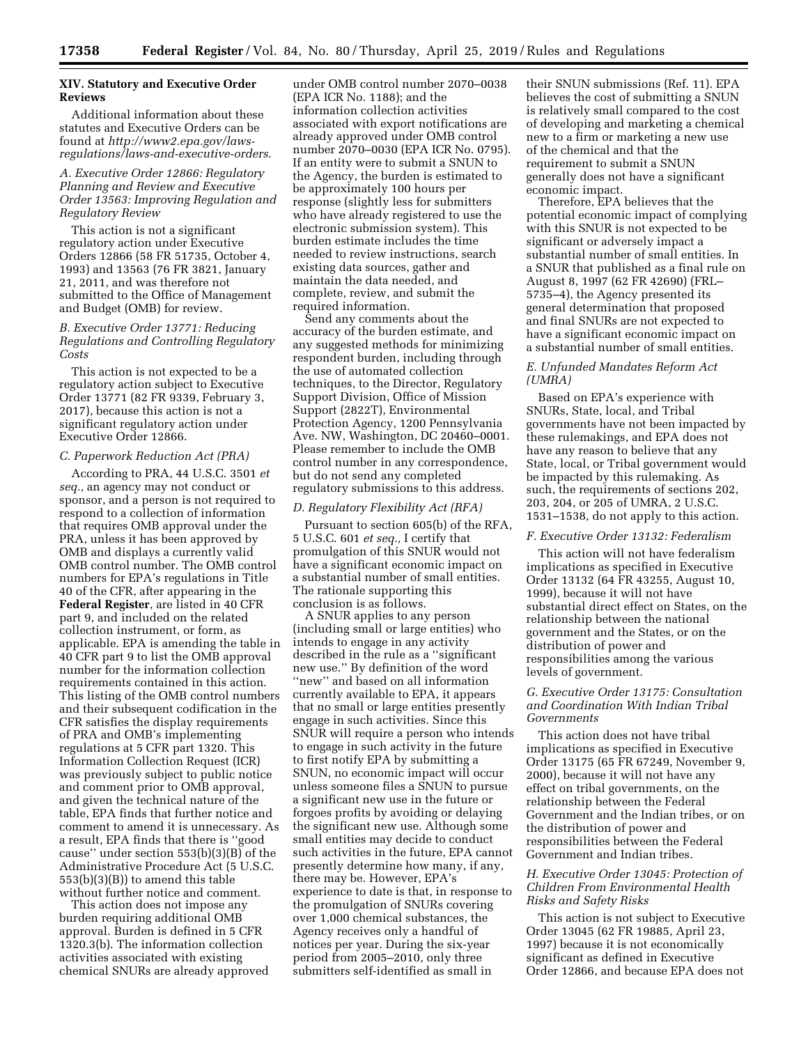## XIV. Statutory and Executive Order Reviews

Additional information about these statutes and Executive Orders can be found at *http://www2.epa.gov/laws-regulations/laws-and-executive-orders*.

### *A. Executive Order 12866: Regulatory Planning and Review and Executive Order 13563: Improving Regulation and Regulatory Review*

This action is not a significant regulatory action under Executive Orders 12866 (58 FR 51735, October 4, 1993) and 13563 (76 FR 3821, January 21, 2011, and was therefore not submitted to the Office of Management and Budget (OMB) for review.

### *B. Executive Order 13771: Reducing Regulations and Controlling Regulatory Costs*

This action is not expected to be a regulatory action subject to Executive Order 13771 (82 FR 9339, February 3, 2017), because this action is not a significant regulatory action under Executive Order 12866.

### *C. Paperwork Reduction Act (PRA)*

According to PRA, 44 U.S.C. 3501 *et seq.,* an agency may not conduct or sponsor, and a person is not required to respond to a collection of information that requires OMB approval under the PRA, unless it has been approved by OMB and displays a currently valid OMB control number. The OMB control numbers for EPA's regulations in Title 40 of the CFR, after appearing in the **Federal Register**, are listed in 40 CFR part 9, and included on the related collection instrument, or form, as applicable. EPA is amending the table in 40 CFR part 9 to list the OMB approval number for the information collection requirements contained in this action. This listing of the OMB control numbers and their subsequent codification in the CFR satisfies the display requirements of PRA and OMB's implementing regulations at 5 CFR part 1320. This Information Collection Request (ICR) was previously subject to public notice and comment prior to OMB approval, and given the technical nature of the table, EPA finds that further notice and comment to amend it is unnecessary. As a result, EPA finds that there is ''good cause'' under section 553(b)(3)(B) of the Administrative Procedure Act (5 U.S.C. 553(b)(3)(B)) to amend this table without further notice and comment.

This action does not impose any burden requiring additional OMB approval. Burden is defined in 5 CFR 1320.3(b). The information collection activities associated with existing chemical SNURs are already approved under OMB control number 2070–0038 (EPA ICR No. 1188); and the information collection activities associated with export notifications are already approved under OMB control number 2070–0030 (EPA ICR No. 0795). If an entity were to submit a SNUN to the Agency, the burden is estimated to be approximately 100 hours per response (slightly less for submitters who have already registered to use the electronic submission system). This burden estimate includes the time needed to review instructions, search existing data sources, gather and maintain the data needed, and complete, review, and submit the required information.

Send any comments about the accuracy of the burden estimate, and any suggested methods for minimizing respondent burden, including through the use of automated collection techniques, to the Director, Regulatory Support Division, Office of Mission Support (2822T), Environmental Protection Agency, 1200 Pennsylvania Ave. NW, Washington, DC 20460–0001. Please remember to include the OMB control number in any correspondence, but do not send any completed regulatory submissions to this address.

### *D. Regulatory Flexibility Act (RFA)*

Pursuant to section 605(b) of the RFA, 5 U.S.C. 601 *et seq.,* I certify that promulgation of this SNUR would not have a significant economic impact on a substantial number of small entities. The rationale supporting this conclusion is as follows.

A SNUR applies to any person (including small or large entities) who intends to engage in any activity described in the rule as a ''significant new use.'' By definition of the word ''new'' and based on all information currently available to EPA, it appears that no small or large entities presently engage in such activities. Since this SNUR will require a person who intends to engage in such activity in the future to first notify EPA by submitting a SNUN, no economic impact will occur unless someone files a SNUN to pursue a significant new use in the future or forgoes profits by avoiding or delaying the significant new use. Although some small entities may decide to conduct such activities in the future, EPA cannot presently determine how many, if any, there may be. However, EPA's experience to date is that, in response to the promulgation of SNURs covering over 1,000 chemical substances, the Agency receives only a handful of notices per year. During the six-year period from 2005–2010, only three submitters self-identified as small in their SNUN submissions (Ref. 11). EPA believes the cost of submitting a SNUN is relatively small compared to the cost of developing and marketing a chemical new to a firm or marketing a new use of the chemical and that the requirement to submit a SNUN generally does not have a significant economic impact.

Therefore, EPA believes that the potential economic impact of complying with this SNUR is not expected to be significant or adversely impact a substantial number of small entities. In a SNUR that published as a final rule on August 8, 1997 (62 FR 42690) (FRL–5735–4), the Agency presented its general determination that proposed and final SNURs are not expected to have a significant economic impact on a substantial number of small entities.

### *E. Unfunded Mandates Reform Act (UMRA)*

Based on EPA's experience with SNURs, State, local, and Tribal governments have not been impacted by these rulemakings, and EPA does not have any reason to believe that any State, local, or Tribal government would be impacted by this rulemaking. As such, the requirements of sections 202, 203, 204, or 205 of UMRA, 2 U.S.C. 1531–1538, do not apply to this action.

### *F. Executive Order 13132: Federalism*

This action will not have federalism implications as specified in Executive Order 13132 (64 FR 43255, August 10, 1999), because it will not have substantial direct effect on States, on the relationship between the national government and the States, or on the distribution of power and responsibilities among the various levels of government.

### *G. Executive Order 13175: Consultation and Coordination With Indian Tribal Governments*

This action does not have tribal implications as specified in Executive Order 13175 (65 FR 67249, November 9, 2000), because it will not have any effect on tribal governments, on the relationship between the Federal Government and the Indian tribes, or on the distribution of power and responsibilities between the Federal Government and Indian tribes.

### *H. Executive Order 13045: Protection of Children From Environmental Health Risks and Safety Risks*

This action is not subject to Executive Order 13045 (62 FR 19885, April 23, 1997) because it is not economically significant as defined in Executive Order 12866, and because EPA does not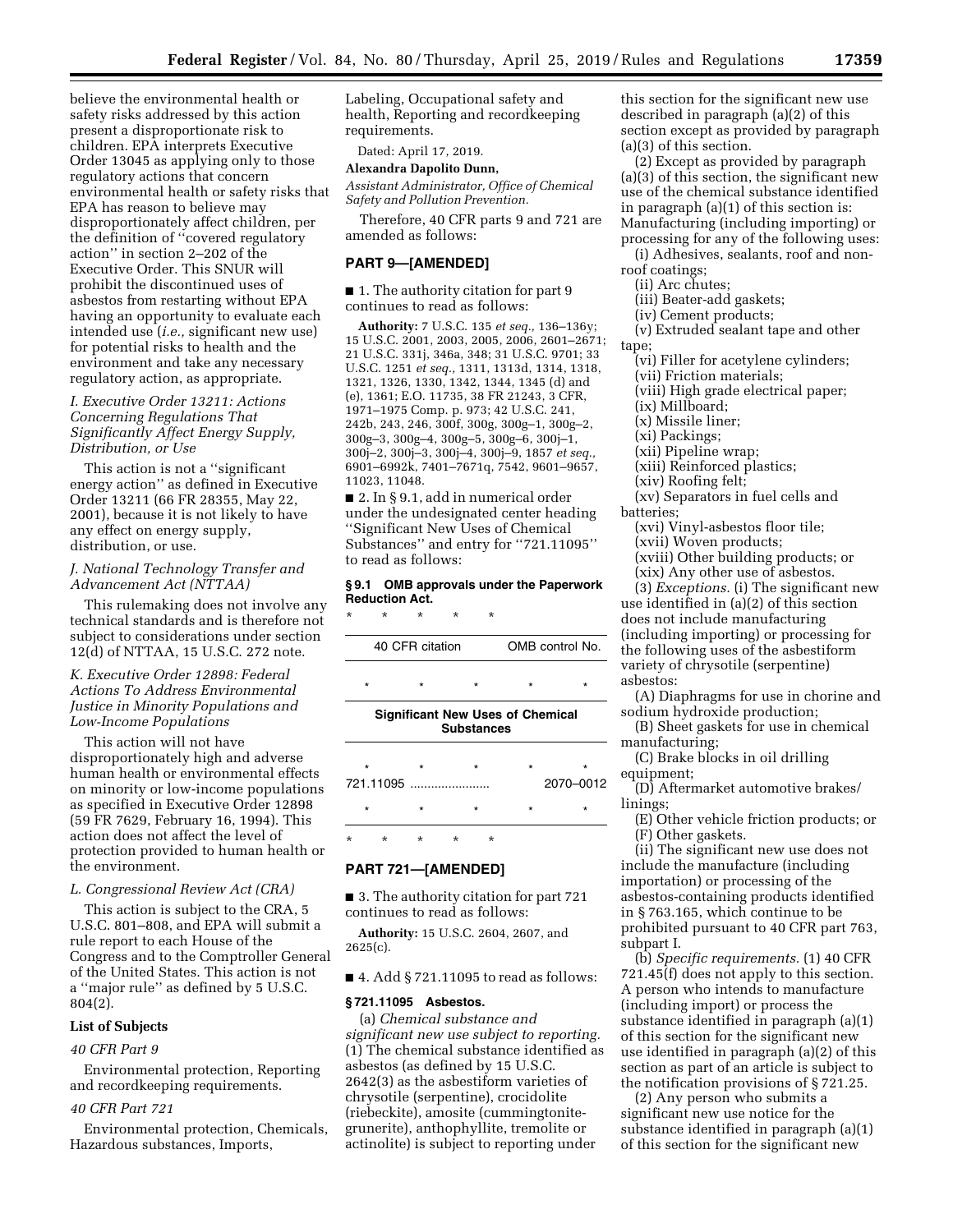believe the environmental health or safety risks addressed by this action present a disproportionate risk to children. EPA interprets Executive Order 13045 as applying only to those regulatory actions that concern environmental health or safety risks that EPA has reason to believe may disproportionately affect children, per the definition of ''covered regulatory action'' in section 2–202 of the Executive Order. This SNUR will prohibit the discontinued uses of asbestos from restarting without EPA having an opportunity to evaluate each intended use (*i.e.,* significant new use) for potential risks to health and the environment and take any necessary regulatory action, as appropriate.

### *I. Executive Order 13211: Actions Concerning Regulations That Significantly Affect Energy Supply, Distribution, or Use*

This action is not a ''significant energy action'' as defined in Executive Order 13211 (66 FR 28355, May 22, 2001), because it is not likely to have any effect on energy supply, distribution, or use.

### *J. National Technology Transfer and Advancement Act (NTTAA)*

This rulemaking does not involve any technical standards and is therefore not subject to considerations under section 12(d) of NTTAA, 15 U.S.C. 272 note.

### *K. Executive Order 12898: Federal Actions To Address Environmental Justice in Minority Populations and Low-Income Populations*

This action will not have disproportionately high and adverse human health or environmental effects on minority or low-income populations as specified in Executive Order 12898 (59 FR 7629, February 16, 1994). This action does not affect the level of protection provided to human health or the environment.

### *L. Congressional Review Act (CRA)*

This action is subject to the CRA, 5 U.S.C. 801–808, and EPA will submit a rule report to each House of the Congress and to the Comptroller General of the United States. This action is not a ''major rule'' as defined by 5 U.S.C. 804(2).

### List of Subjects

#### *40 CFR Part 9*

Environmental protection, Reporting and recordkeeping requirements.

#### *40 CFR Part 721*

Environmental protection, Chemicals, Hazardous substances, Imports, Labeling, Occupational safety and health, Reporting and recordkeeping requirements.

Dated: April 17, 2019.

**Alexandra Dapolito Dunn,**

*Assistant Administrator, Office of Chemical Safety and Pollution Prevention.*

Therefore, 40 CFR parts 9 and 721 are amended as follows:

## PART 9—[AMENDED]

■ 1. The authority citation for part 9 continues to read as follows:

**Authority:** 7 U.S.C. 135 *et seq.,* 136–136y; 15 U.S.C. 2001, 2003, 2005, 2006, 2601–2671; 21 U.S.C. 331j, 346a, 348; 31 U.S.C. 9701; 33 U.S.C. 1251 *et seq.,* 1311, 1313d, 1314, 1318, 1321, 1326, 1330, 1342, 1344, 1345 (d) and (e), 1361; E.O. 11735, 38 FR 21243, 3 CFR, 1971–1975 Comp. p. 973; 42 U.S.C. 241, 242b, 243, 246, 300f, 300g, 300g–1, 300g–2, 300g–3, 300g–4, 300g–5, 300g–6, 300j–1, 300j–2, 300j–3, 300j–4, 300j–9, 1857 *et seq.,* 6901–6992k, 7401–7671q, 7542, 9601–9657, 11023, 11048.

■ 2. In § 9.1, add in numerical order under the undesignated center heading ''Significant New Uses of Chemical Substances'' and entry for ''721.11095'' to read as follows:

### § 9.1 OMB approvals under the Paperwork Reduction Act.

\* \* \* \* \*

| 40 CFR citation | OMB control No. |
|---|---|
| \* \* \* | \* \* |
| **Significant New Uses of Chemical Substances** | |
| \* \* \* | \* \* |
| 721.11095 ...................... | 2070–0012 |
| \* \* \* | \* \* |

\* \* \* \* \*

## PART 721—[AMENDED]

■ 3. The authority citation for part 721 continues to read as follows:

**Authority:** 15 U.S.C. 2604, 2607, and 2625(c).

■ 4. Add § 721.11095 to read as follows:

### § 721.11095 Asbestos.

(a) *Chemical substance and significant new use subject to reporting.* (1) The chemical substance identified as asbestos (as defined by 15 U.S.C. 2642(3) as the asbestiform varieties of chrysotile (serpentine), crocidolite (riebeckite), amosite (cummingtonite-grunerite), anthophyllite, tremolite or actinolite) is subject to reporting under this section for the significant new use described in paragraph (a)(2) of this section except as provided by paragraph (a)(3) of this section.

(2) Except as provided by paragraph (a)(3) of this section, the significant new use of the chemical substance identified in paragraph (a)(1) of this section is: Manufacturing (including importing) or processing for any of the following uses:

(i) Adhesives, sealants, roof and non-roof coatings;

(ii) Arc chutes;

(iii) Beater-add gaskets;

(iv) Cement products;

(v) Extruded sealant tape and other tape;

(vi) Filler for acetylene cylinders;

(vii) Friction materials;

(viii) High grade electrical paper;

(ix) Millboard;

(x) Missile liner;

(xi) Packings;

(xii) Pipeline wrap;

(xiii) Reinforced plastics;

(xiv) Roofing felt;

(xv) Separators in fuel cells and batteries;

(xvi) Vinyl-asbestos floor tile;

(xvii) Woven products;

(xviii) Other building products; or

(xix) Any other use of asbestos.

(3) *Exceptions.* (i) The significant new use identified in (a)(2) of this section does not include manufacturing (including importing) or processing for the following uses of the asbestiform variety of chrysotile (serpentine) asbestos:

(A) Diaphragms for use in chorine and sodium hydroxide production;

(B) Sheet gaskets for use in chemical manufacturing;

(C) Brake blocks in oil drilling equipment;

(D) Aftermarket automotive brakes/linings;

(E) Other vehicle friction products; or

(F) Other gaskets.

(ii) The significant new use does not include the manufacture (including importation) or processing of the asbestos-containing products identified in § 763.165, which continue to be prohibited pursuant to 40 CFR part 763, subpart I.

(b) *Specific requirements.* (1) 40 CFR 721.45(f) does not apply to this section. A person who intends to manufacture (including import) or process the substance identified in paragraph (a)(1) of this section for the significant new use identified in paragraph (a)(2) of this section as part of an article is subject to the notification provisions of § 721.25.

(2) Any person who submits a significant new use notice for the substance identified in paragraph (a)(1) of this section for the significant new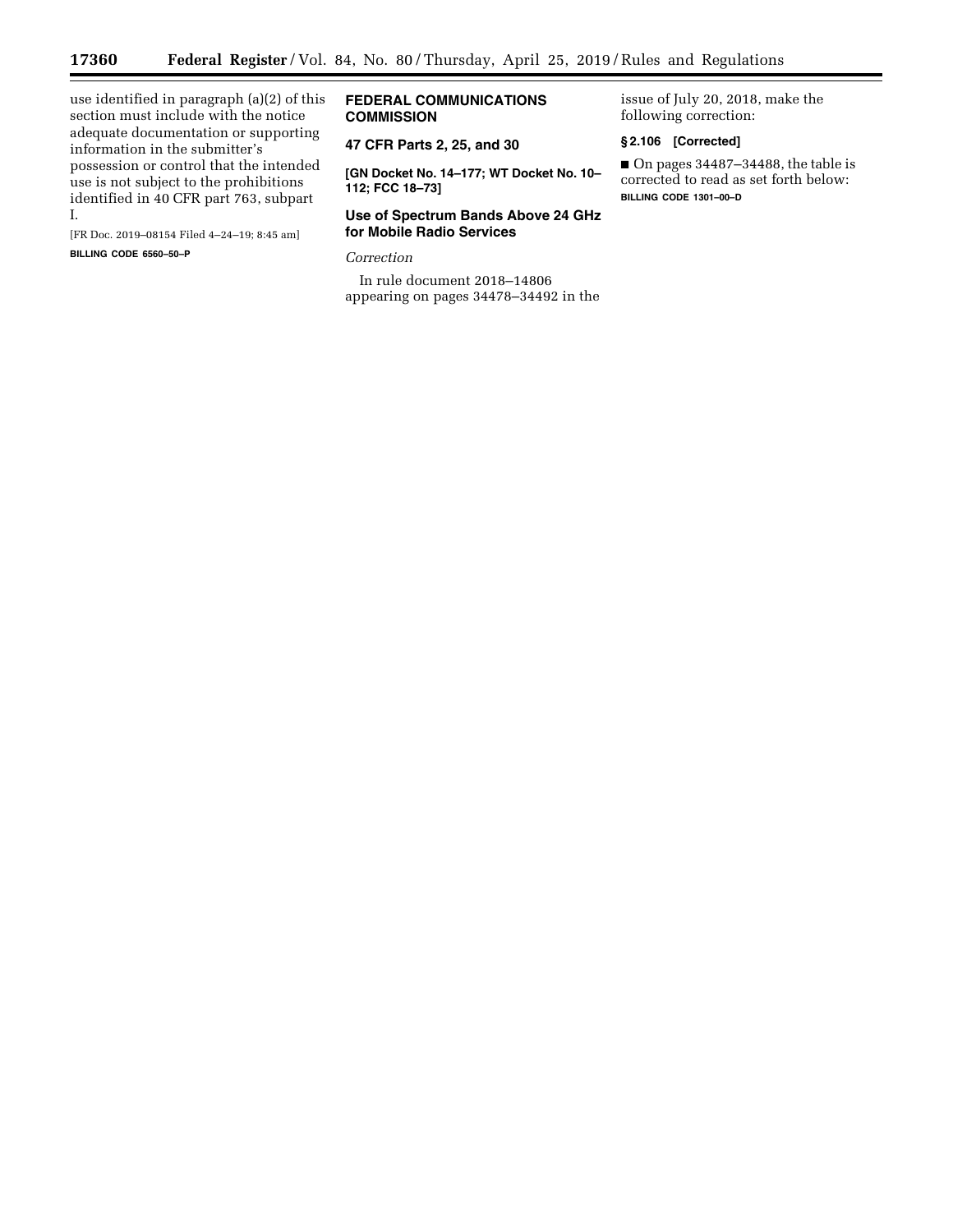use identified in paragraph (a)(2) of this section must include with the notice adequate documentation or supporting information in the submitter's possession or control that the intended use is not subject to the prohibitions identified in 40 CFR part 763, subpart I.

[FR Doc. 2019–08154 Filed 4–24–19; 8:45 am]

**BILLING CODE 6560–50–P**

**FEDERAL COMMUNICATIONS COMMISSION**

**47 CFR Parts 2, 25, and 30**

**[GN Docket No. 14–177; WT Docket No. 10–112; FCC 18–73]**

## Use of Spectrum Bands Above 24 GHz for Mobile Radio Services

*Correction*

In rule document 2018–14806 appearing on pages 34478–34492 in the issue of July 20, 2018, make the following correction:

### § 2.106 [Corrected]

■ On pages 34487–34488, the table is corrected to read as set forth below:

**BILLING CODE 1301–00–D**